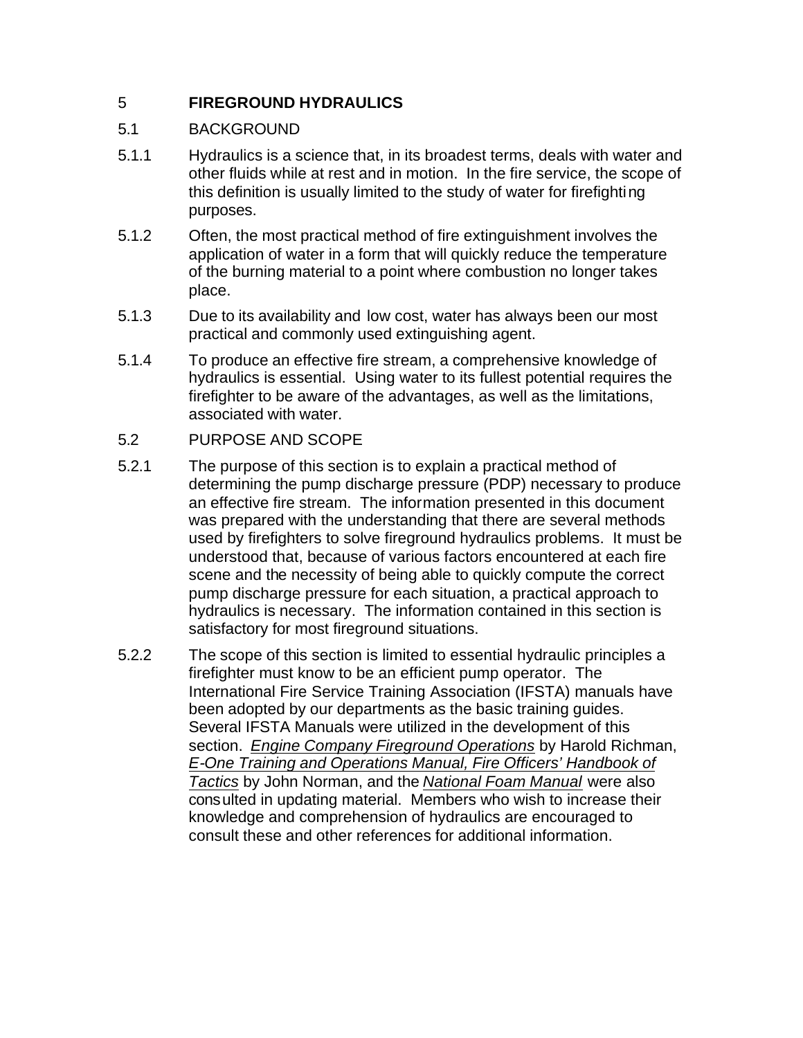# 5 FIREGROUND HYDRAULICS

## 5.1 BACKGROUND

5.1.1 Hydraulics is a science that, in its broadest terms, deals with water and other fluids while at rest and in motion. In the fire service, the scope of this definition is usually limited to the study of water for firefighting purposes.

5.1.2 Often, the most practical method of fire extinguishment involves the application of water in a form that will quickly reduce the temperature of the burning material to a point where combustion no longer takes place.

5.1.3 Due to its availability and low cost, water has always been our most practical and commonly used extinguishing agent.

5.1.4 To produce an effective fire stream, a comprehensive knowledge of hydraulics is essential. Using water to its fullest potential requires the firefighter to be aware of the advantages, as well as the limitations, associated with water.

## 5.2 PURPOSE AND SCOPE

5.2.1 The purpose of this section is to explain a practical method of determining the pump discharge pressure (PDP) necessary to produce an effective fire stream. The information presented in this document was prepared with the understanding that there are several methods used by firefighters to solve fireground hydraulics problems. It must be understood that, because of various factors encountered at each fire scene and the necessity of being able to quickly compute the correct pump discharge pressure for each situation, a practical approach to hydraulics is necessary. The information contained in this section is satisfactory for most fireground situations.

5.2.2 The scope of this section is limited to essential hydraulic principles a firefighter must know to be an efficient pump operator. The International Fire Service Training Association (IFSTA) manuals have been adopted by our departments as the basic training guides. Several IFSTA Manuals were utilized in the development of this section. *Engine Company Fireground Operations* by Harold Richman, *E-One Training and Operations Manual, Fire Officers' Handbook of Tactics* by John Norman, and the *National Foam Manual* were also consulted in updating material. Members who wish to increase their knowledge and comprehension of hydraulics are encouraged to consult these and other references for additional information.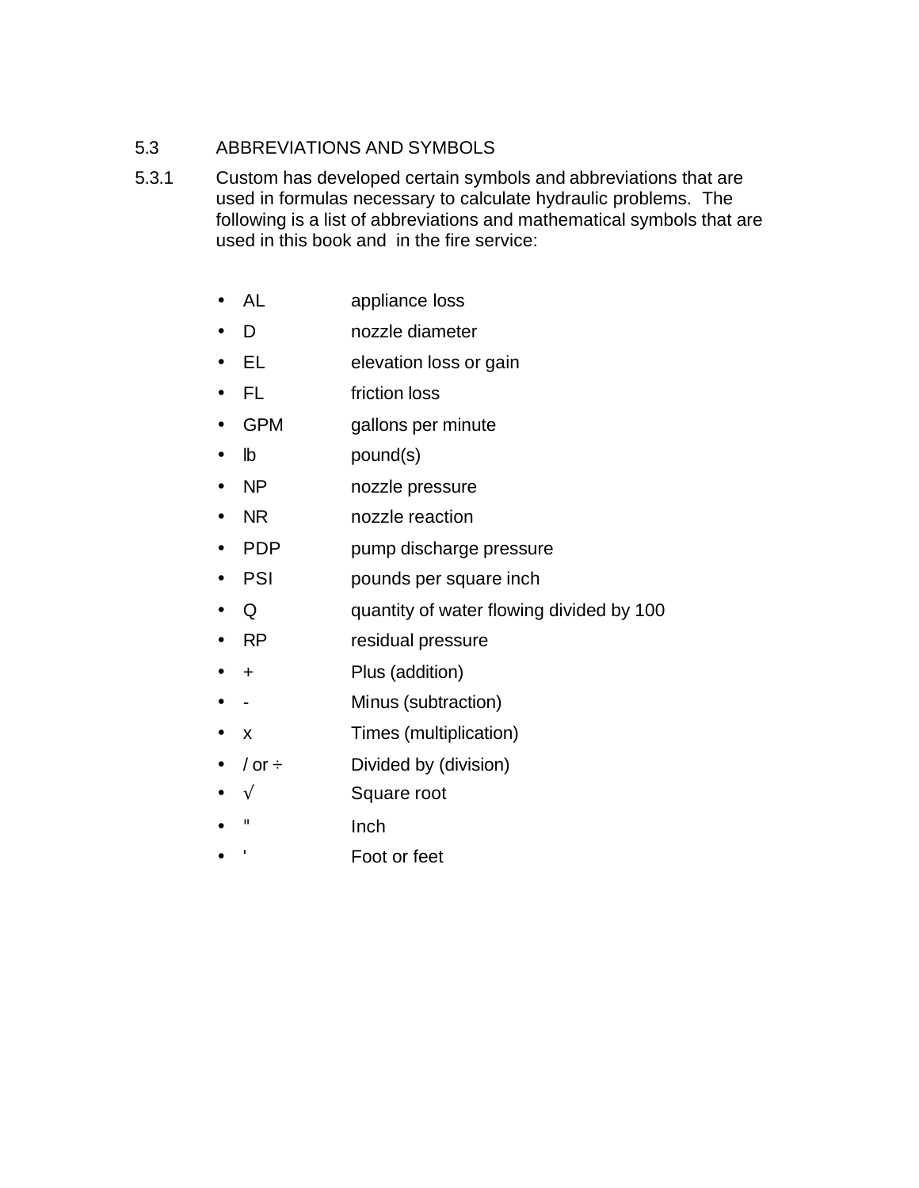## 5.3 ABBREVIATIONS AND SYMBOLS

5.3.1 Custom has developed certain symbols and abbreviations that are used in formulas necessary to calculate hydraulic problems. The following is a list of abbreviations and mathematical symbols that are used in this book and in the fire service:

- AL appliance loss
- D nozzle diameter
- EL elevation loss or gain
- FL friction loss
- GPM gallons per minute
- lb pound(s)
- NP nozzle pressure
- NR nozzle reaction
- PDP pump discharge pressure
- PSI pounds per square inch
- Q quantity of water flowing divided by 100
- RP residual pressure
- + Plus (addition)
- - Minus (subtraction)
- x Times (multiplication)
- / or ÷ Divided by (division)
- √ Square root
- " Inch
- ' Foot or feet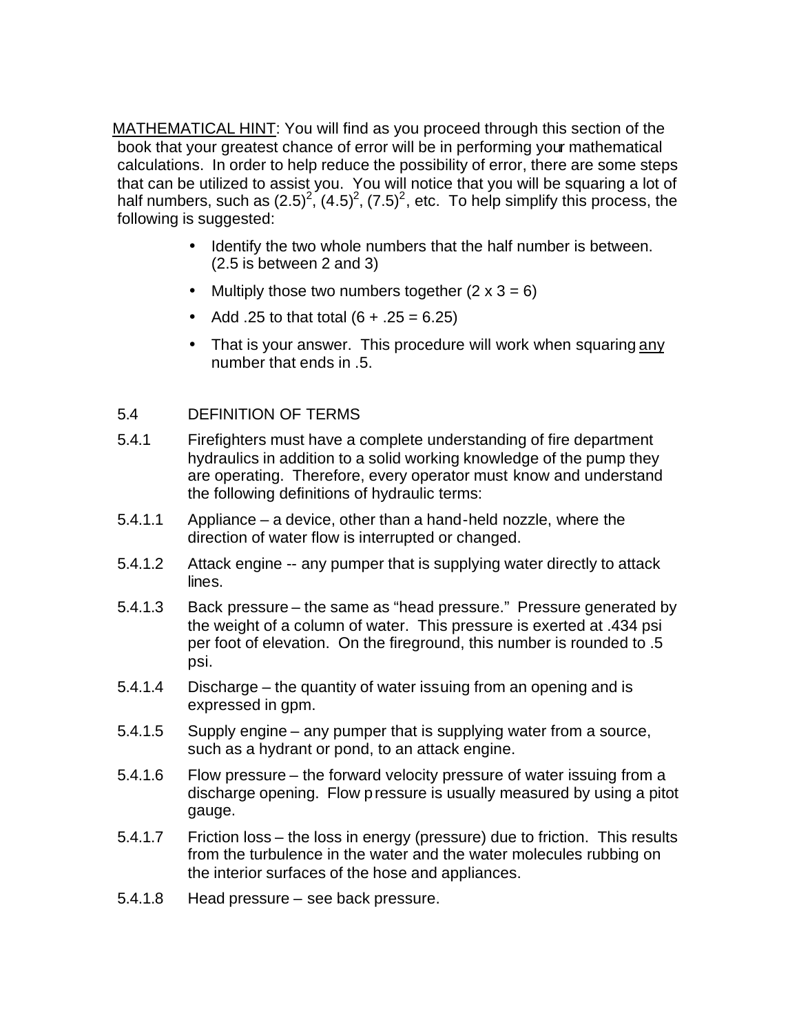<u>MATHEMATICAL HINT</u>: You will find as you proceed through this section of the book that your greatest chance of error will be in performing your mathematical calculations. In order to help reduce the possibility of error, there are some steps that can be utilized to assist you. You will notice that you will be squaring a lot of half numbers, such as $(2.5)^2$, $(4.5)^2$, $(7.5)^2$, etc. To help simplify this process, the following is suggested:

- Identify the two whole numbers that the half number is between. (2.5 is between 2 and 3)
- Multiply those two numbers together ($2 \times 3 = 6$)
- Add .25 to that total ($6 + .25 = 6.25$)
- That is your answer. This procedure will work when squaring <u>any</u> number that ends in .5.

5.4 DEFINITION OF TERMS

5.4.1 Firefighters must have a complete understanding of fire department hydraulics in addition to a solid working knowledge of the pump they are operating. Therefore, every operator must know and understand the following definitions of hydraulic terms:

5.4.1.1 Appliance – a device, other than a hand-held nozzle, where the direction of water flow is interrupted or changed.

5.4.1.2 Attack engine -- any pumper that is supplying water directly to attack lines.

5.4.1.3 Back pressure – the same as "head pressure." Pressure generated by the weight of a column of water. This pressure is exerted at .434 psi per foot of elevation. On the fireground, this number is rounded to .5 psi.

5.4.1.4 Discharge – the quantity of water issuing from an opening and is expressed in gpm.

5.4.1.5 Supply engine – any pumper that is supplying water from a source, such as a hydrant or pond, to an attack engine.

5.4.1.6 Flow pressure – the forward velocity pressure of water issuing from a discharge opening. Flow pressure is usually measured by using a pitot gauge.

5.4.1.7 Friction loss – the loss in energy (pressure) due to friction. This results from the turbulence in the water and the water molecules rubbing on the interior surfaces of the hose and appliances.

5.4.1.8 Head pressure – see back pressure.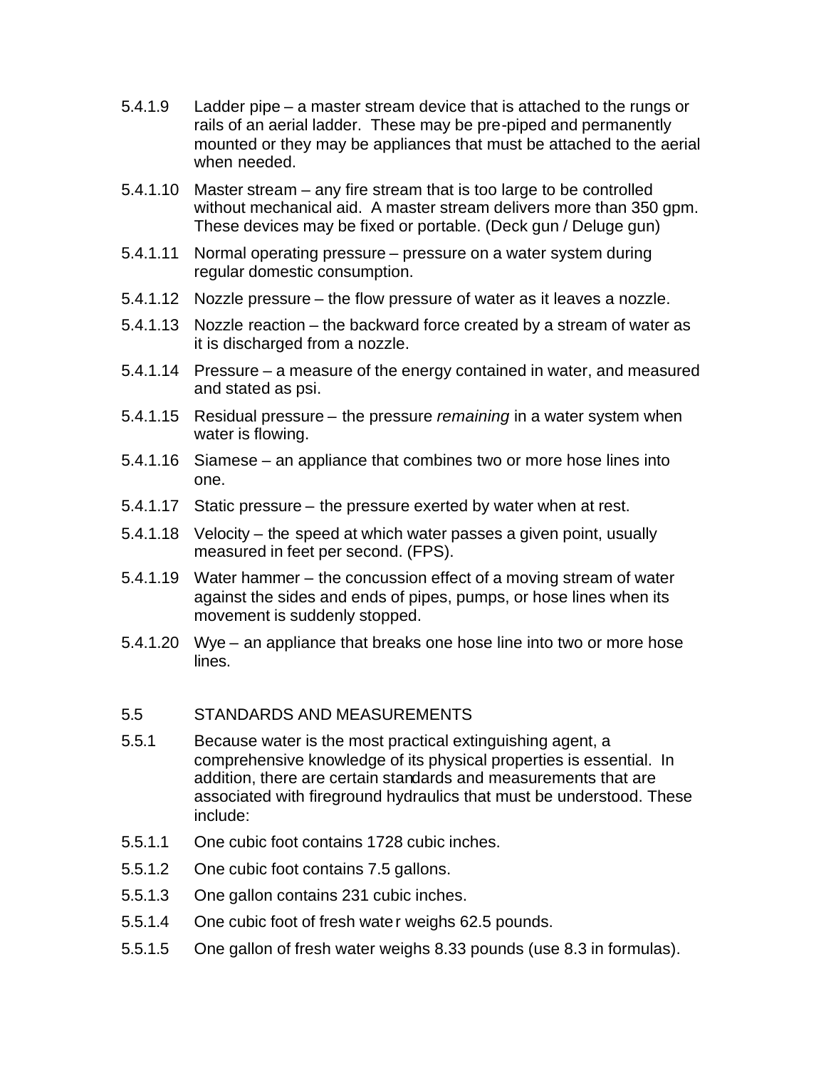5.4.1.9 Ladder pipe – a master stream device that is attached to the rungs or rails of an aerial ladder. These may be pre-piped and permanently mounted or they may be appliances that must be attached to the aerial when needed.

5.4.1.10 Master stream – any fire stream that is too large to be controlled without mechanical aid. A master stream delivers more than 350 gpm. These devices may be fixed or portable. (Deck gun / Deluge gun)

5.4.1.11 Normal operating pressure – pressure on a water system during regular domestic consumption.

5.4.1.12 Nozzle pressure – the flow pressure of water as it leaves a nozzle.

5.4.1.13 Nozzle reaction – the backward force created by a stream of water as it is discharged from a nozzle.

5.4.1.14 Pressure – a measure of the energy contained in water, and measured and stated as psi.

5.4.1.15 Residual pressure – the pressure *remaining* in a water system when water is flowing.

5.4.1.16 Siamese – an appliance that combines two or more hose lines into one.

5.4.1.17 Static pressure – the pressure exerted by water when at rest.

5.4.1.18 Velocity – the speed at which water passes a given point, usually measured in feet per second. (FPS).

5.4.1.19 Water hammer – the concussion effect of a moving stream of water against the sides and ends of pipes, pumps, or hose lines when its movement is suddenly stopped.

5.4.1.20 Wye – an appliance that breaks one hose line into two or more hose lines.

## 5.5 STANDARDS AND MEASUREMENTS

5.5.1 Because water is the most practical extinguishing agent, a comprehensive knowledge of its physical properties is essential. In addition, there are certain standards and measurements that are associated with fireground hydraulics that must be understood. These include:

5.5.1.1 One cubic foot contains 1728 cubic inches.

5.5.1.2 One cubic foot contains 7.5 gallons.

5.5.1.3 One gallon contains 231 cubic inches.

5.5.1.4 One cubic foot of fresh water weighs 62.5 pounds.

5.5.1.5 One gallon of fresh water weighs 8.33 pounds (use 8.3 in formulas).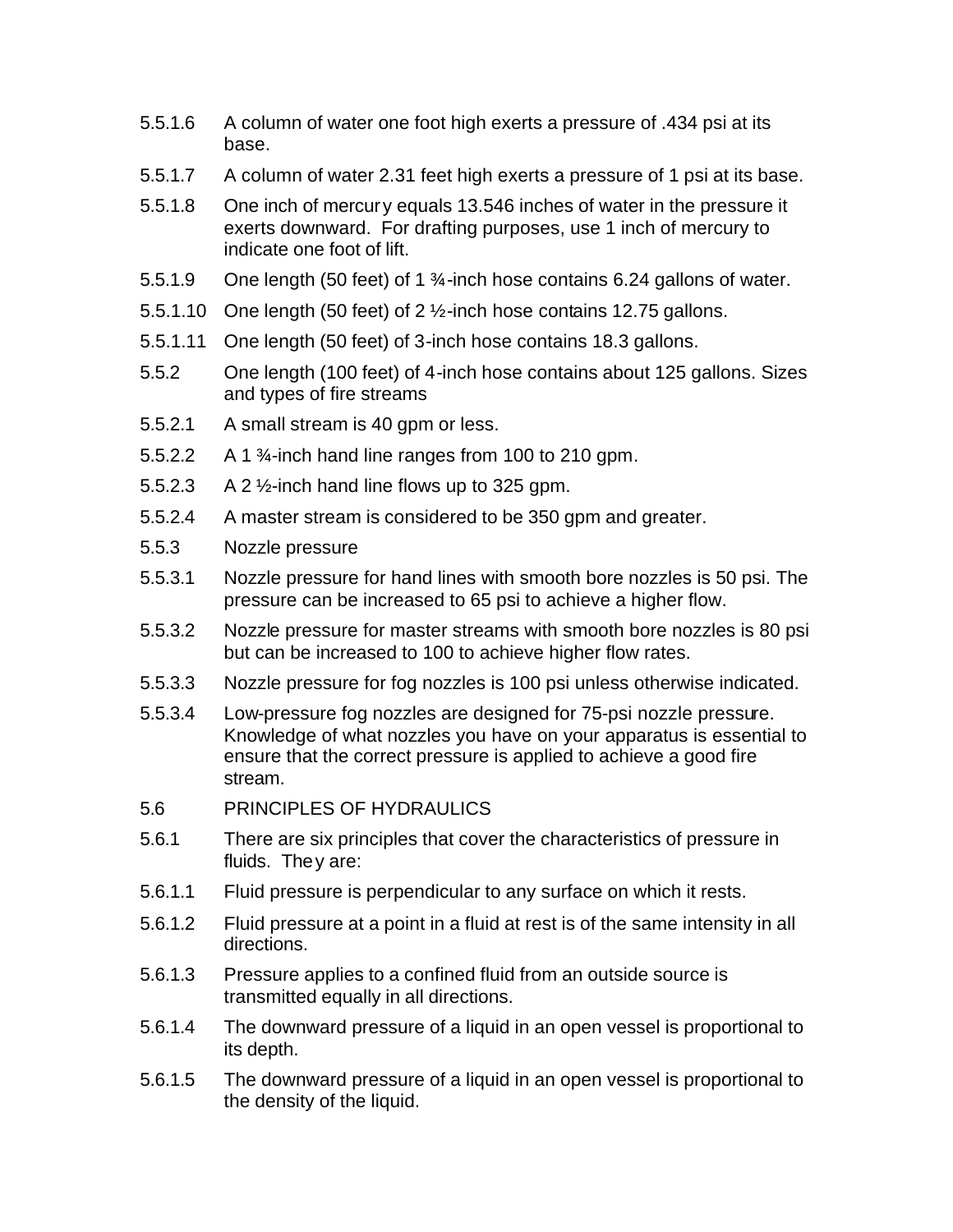5.5.1.6 A column of water one foot high exerts a pressure of .434 psi at its base.

5.5.1.7 A column of water 2.31 feet high exerts a pressure of 1 psi at its base.

5.5.1.8 One inch of mercury equals 13.546 inches of water in the pressure it exerts downward. For drafting purposes, use 1 inch of mercury to indicate one foot of lift.

5.5.1.9 One length (50 feet) of 1 ¾-inch hose contains 6.24 gallons of water.

5.5.1.10 One length (50 feet) of 2 ½-inch hose contains 12.75 gallons.

5.5.1.11 One length (50 feet) of 3-inch hose contains 18.3 gallons.

5.5.2 One length (100 feet) of 4-inch hose contains about 125 gallons. Sizes and types of fire streams

5.5.2.1 A small stream is 40 gpm or less.

5.5.2.2 A 1 ¾-inch hand line ranges from 100 to 210 gpm.

5.5.2.3 A 2 ½-inch hand line flows up to 325 gpm.

5.5.2.4 A master stream is considered to be 350 gpm and greater.

5.5.3 Nozzle pressure

5.5.3.1 Nozzle pressure for hand lines with smooth bore nozzles is 50 psi. The pressure can be increased to 65 psi to achieve a higher flow.

5.5.3.2 Nozzle pressure for master streams with smooth bore nozzles is 80 psi but can be increased to 100 to achieve higher flow rates.

5.5.3.3 Nozzle pressure for fog nozzles is 100 psi unless otherwise indicated.

5.5.3.4 Low-pressure fog nozzles are designed for 75-psi nozzle pressure. Knowledge of what nozzles you have on your apparatus is essential to ensure that the correct pressure is applied to achieve a good fire stream.

## 5.6 PRINCIPLES OF HYDRAULICS

5.6.1 There are six principles that cover the characteristics of pressure in fluids. They are:

5.6.1.1 Fluid pressure is perpendicular to any surface on which it rests.

5.6.1.2 Fluid pressure at a point in a fluid at rest is of the same intensity in all directions.

5.6.1.3 Pressure applies to a confined fluid from an outside source is transmitted equally in all directions.

5.6.1.4 The downward pressure of a liquid in an open vessel is proportional to its depth.

5.6.1.5 The downward pressure of a liquid in an open vessel is proportional to the density of the liquid.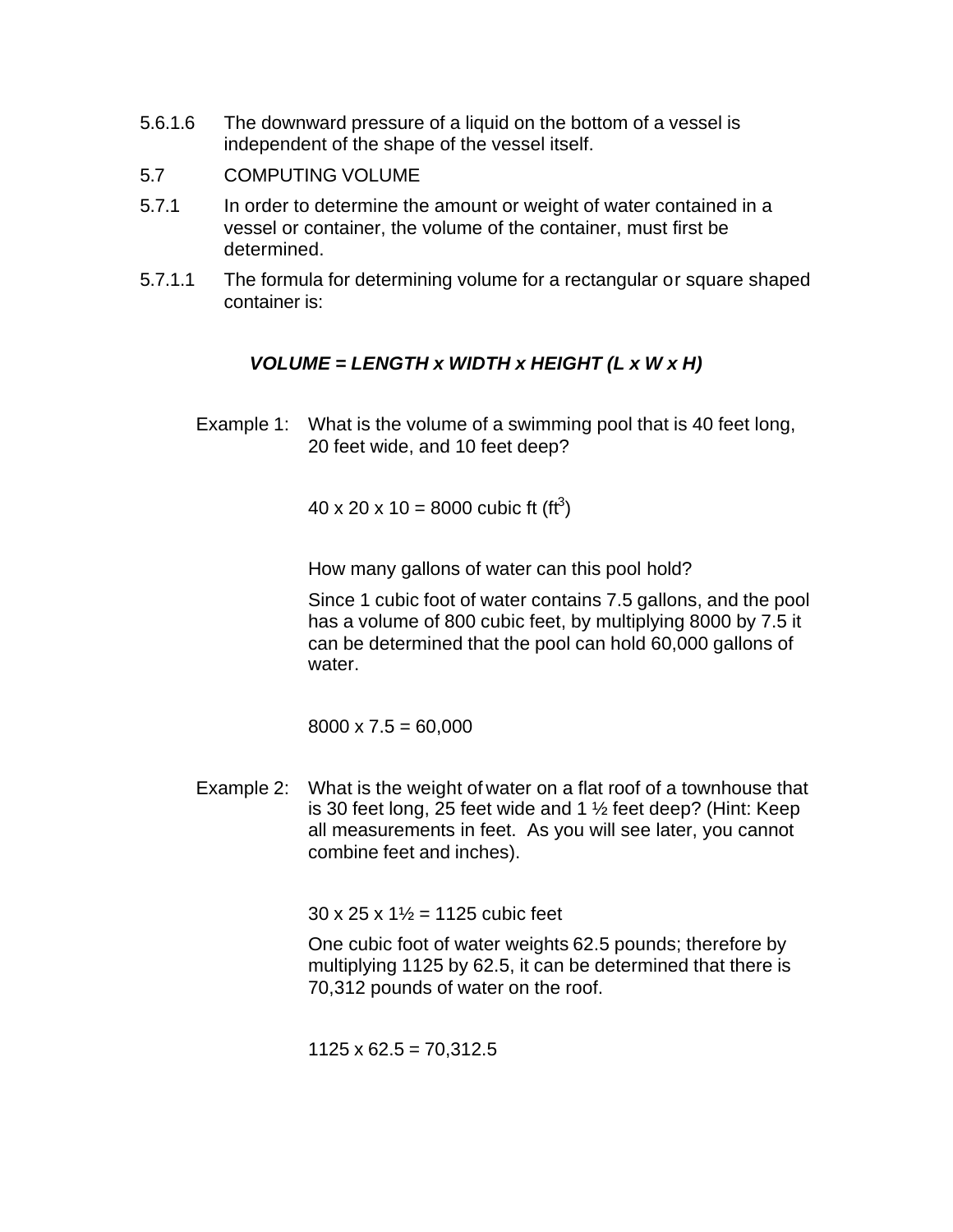5.6.1.6 The downward pressure of a liquid on the bottom of a vessel is independent of the shape of the vessel itself.

## 5.7 COMPUTING VOLUME

5.7.1 In order to determine the amount or weight of water contained in a vessel or container, the volume of the container, must first be determined.

5.7.1.1 The formula for determining volume for a rectangular or square shaped container is:

***VOLUME = LENGTH x WIDTH x HEIGHT (L x W x H)***

Example 1: What is the volume of a swimming pool that is 40 feet long, 20 feet wide, and 10 feet deep?

40 x 20 x 10 = 8000 cubic ft ($ft^3$)

How many gallons of water can this pool hold?

Since 1 cubic foot of water contains 7.5 gallons, and the pool has a volume of 800 cubic feet, by multiplying 8000 by 7.5 it can be determined that the pool can hold 60,000 gallons of water.

8000 x 7.5 = 60,000

Example 2: What is the weight of water on a flat roof of a townhouse that is 30 feet long, 25 feet wide and 1 ½ feet deep? (Hint: Keep all measurements in feet. As you will see later, you cannot combine feet and inches).

30 x 25 x 1½ = 1125 cubic feet

One cubic foot of water weights 62.5 pounds; therefore by multiplying 1125 by 62.5, it can be determined that there is 70,312 pounds of water on the roof.

1125 x 62.5 = 70,312.5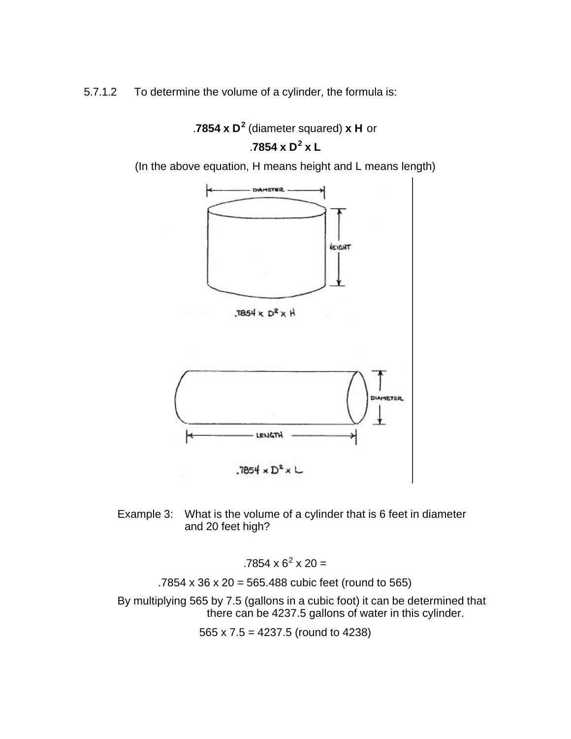5.7.1.2 To determine the volume of a cylinder, the formula is:

$$.7854 \times D^2 \text{ (diameter squared)} \times H \text{ or}$$

$$.7854 \times D^2 \times L$$

(In the above equation, H means height and L means length)

Example 3: What is the volume of a cylinder that is 6 feet in diameter and 20 feet high?

$$.7854 \times 6^2 \times 20 =$$

$$.7854 \times 36 \times 20 = 565.488 \text{ cubic feet (round to 565)}$$

By multiplying 565 by 7.5 (gallons in a cubic foot) it can be determined that there can be 4237.5 gallons of water in this cylinder.

$$565 \times 7.5 = 4237.5 \text{ (round to 4238)}$$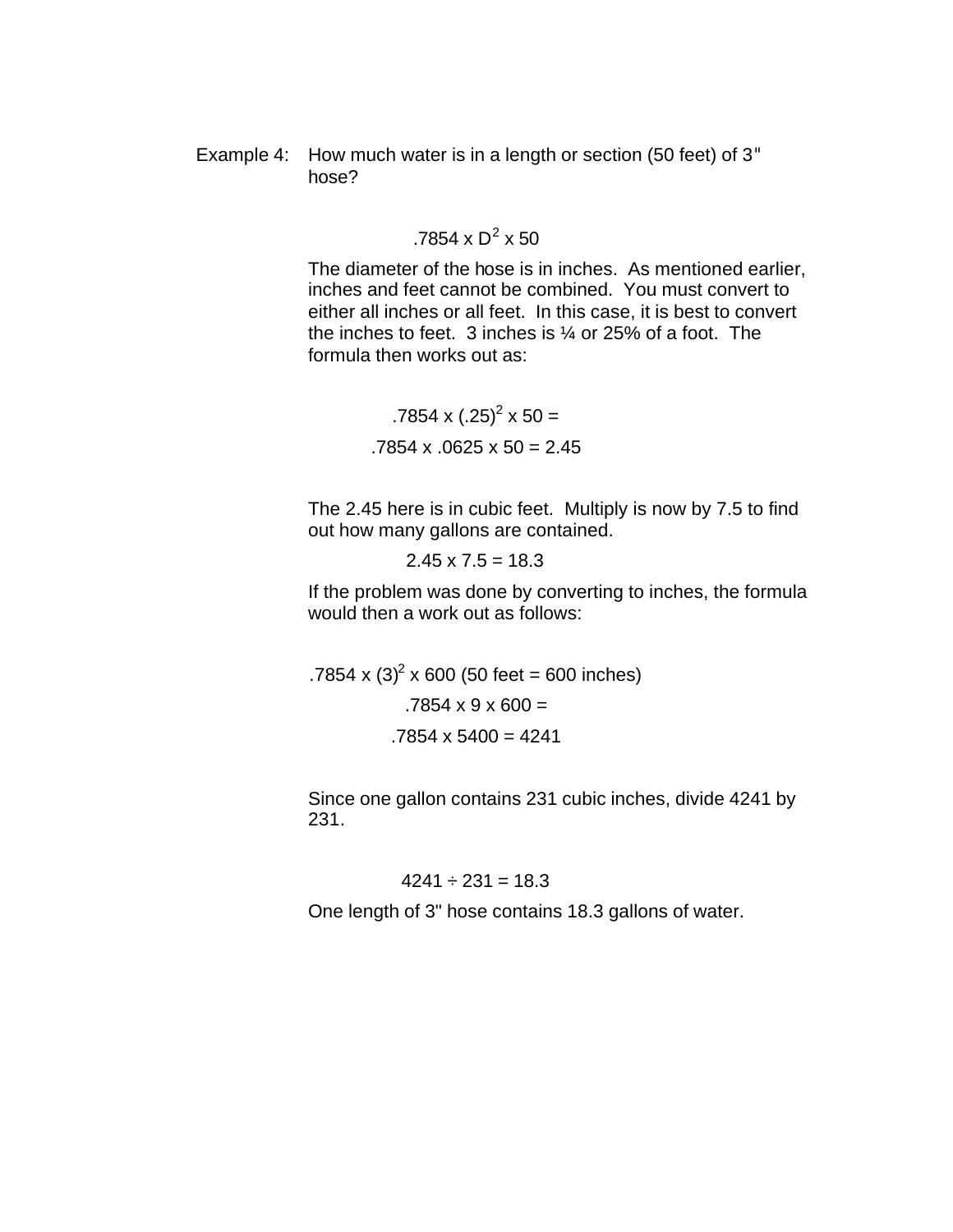Example 4: How much water is in a length or section (50 feet) of 3" hose?

$$.7854 \times D^2 \times 50$$

The diameter of the hose is in inches. As mentioned earlier, inches and feet cannot be combined. You must convert to either all inches or all feet. In this case, it is best to convert the inches to feet. 3 inches is ¼ or 25% of a foot. The formula then works out as:

$$.7854 \times (.25)^2 \times 50 =$$

$$.7854 \times .0625 \times 50 = 2.45$$

The 2.45 here is in cubic feet. Multiply is now by 7.5 to find out how many gallons are contained.

$$2.45 \times 7.5 = 18.3$$

If the problem was done by converting to inches, the formula would then a work out as follows:

$$.7854 \times (3)^2 \times 600 \text{ (50 feet = 600 inches)}$$

$$.7854 \times 9 \times 600 =$$

$$.7854 \times 5400 = 4241$$

Since one gallon contains 231 cubic inches, divide 4241 by 231.

$$4241 \div 231 = 18.3$$

One length of 3" hose contains 18.3 gallons of water.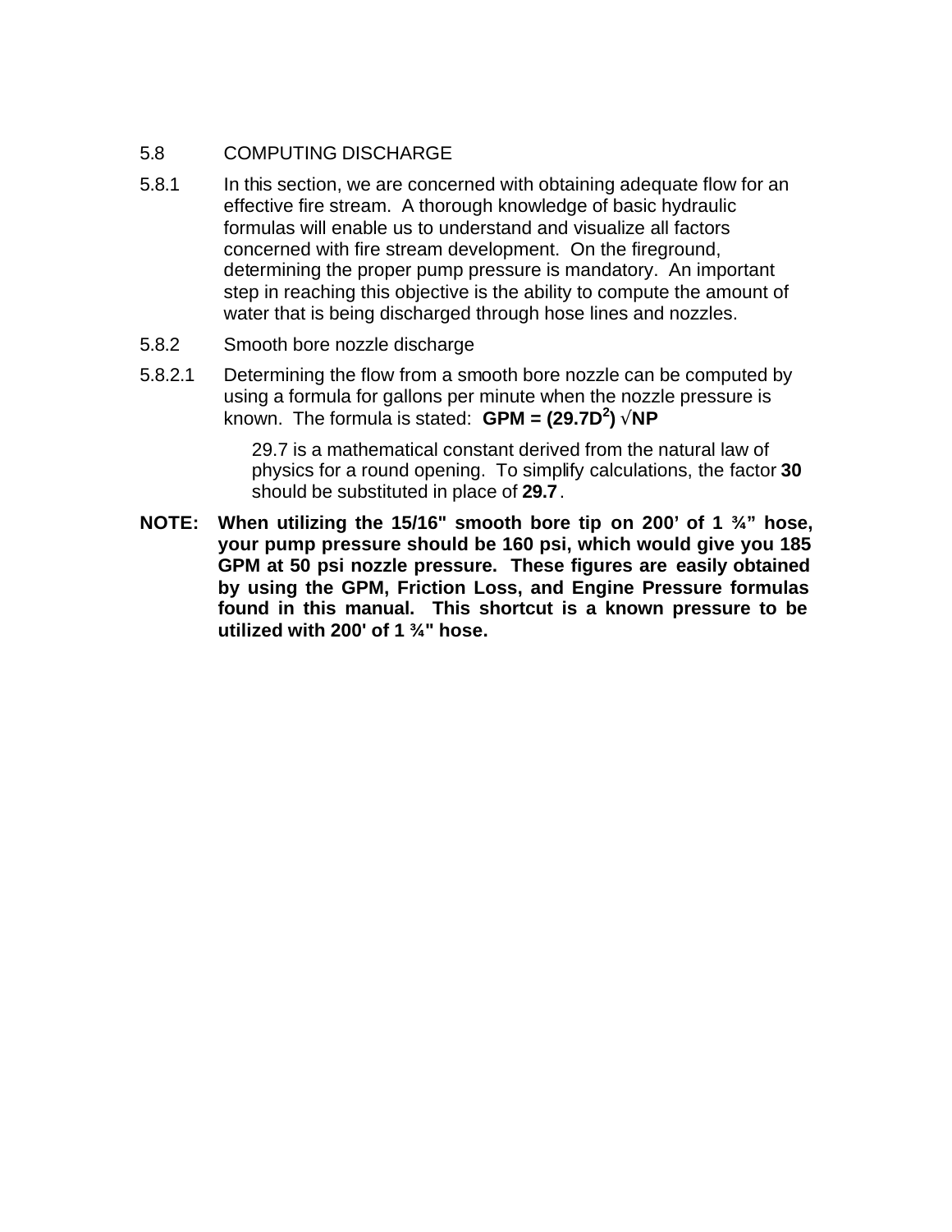## 5.8 COMPUTING DISCHARGE

5.8.1 In this section, we are concerned with obtaining adequate flow for an effective fire stream. A thorough knowledge of basic hydraulic formulas will enable us to understand and visualize all factors concerned with fire stream development. On the fireground, determining the proper pump pressure is mandatory. An important step in reaching this objective is the ability to compute the amount of water that is being discharged through hose lines and nozzles.

### 5.8.2 Smooth bore nozzle discharge

5.8.2.1 Determining the flow from a smooth bore nozzle can be computed by using a formula for gallons per minute when the nozzle pressure is known. The formula is stated: **$GPM = (29.7D^2)\sqrt{NP}$**

29.7 is a mathematical constant derived from the natural law of physics for a round opening. To simplify calculations, the factor **30** should be substituted in place of **29.7**.

**NOTE: When utilizing the 15/16" smooth bore tip on 200' of 1 ¾" hose, your pump pressure should be 160 psi, which would give you 185 GPM at 50 psi nozzle pressure. These figures are easily obtained by using the GPM, Friction Loss, and Engine Pressure formulas found in this manual. This shortcut is a known pressure to be utilized with 200' of 1 ¾" hose.**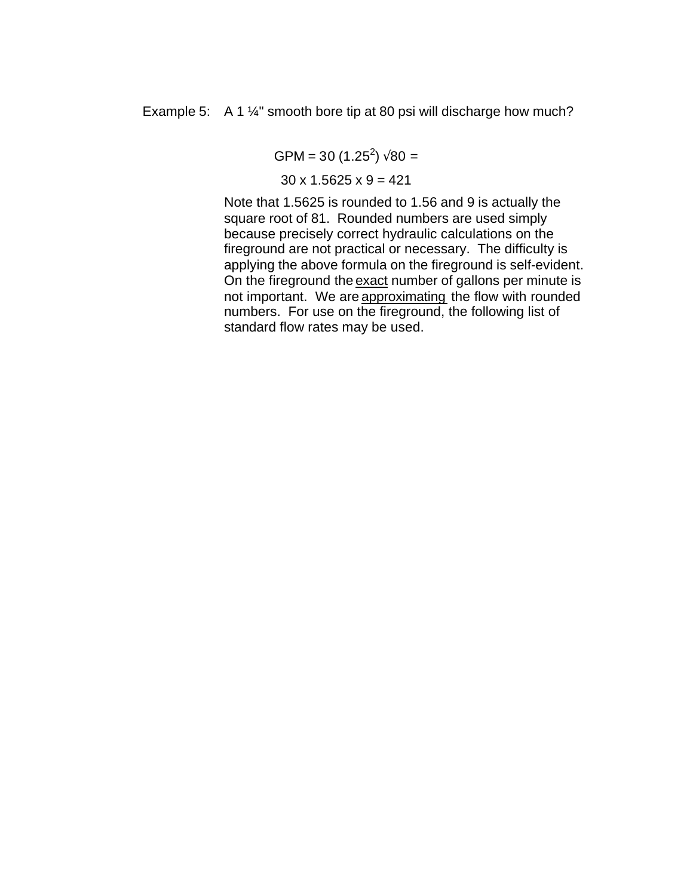Example 5: A 1 ¼" smooth bore tip at 80 psi will discharge how much?

$$GPM = 30\,(1.25^2)\,\sqrt{80} =$$

$$30 \times 1.5625 \times 9 = 421$$

Note that 1.5625 is rounded to 1.56 and 9 is actually the square root of 81. Rounded numbers are used simply because precisely correct hydraulic calculations on the fireground are not practical or necessary. The difficulty is applying the above formula on the fireground is self-evident. On the fireground the <u>exact</u> number of gallons per minute is not important. We are <u>approximating</u> the flow with rounded numbers. For use on the fireground, the following list of standard flow rates may be used.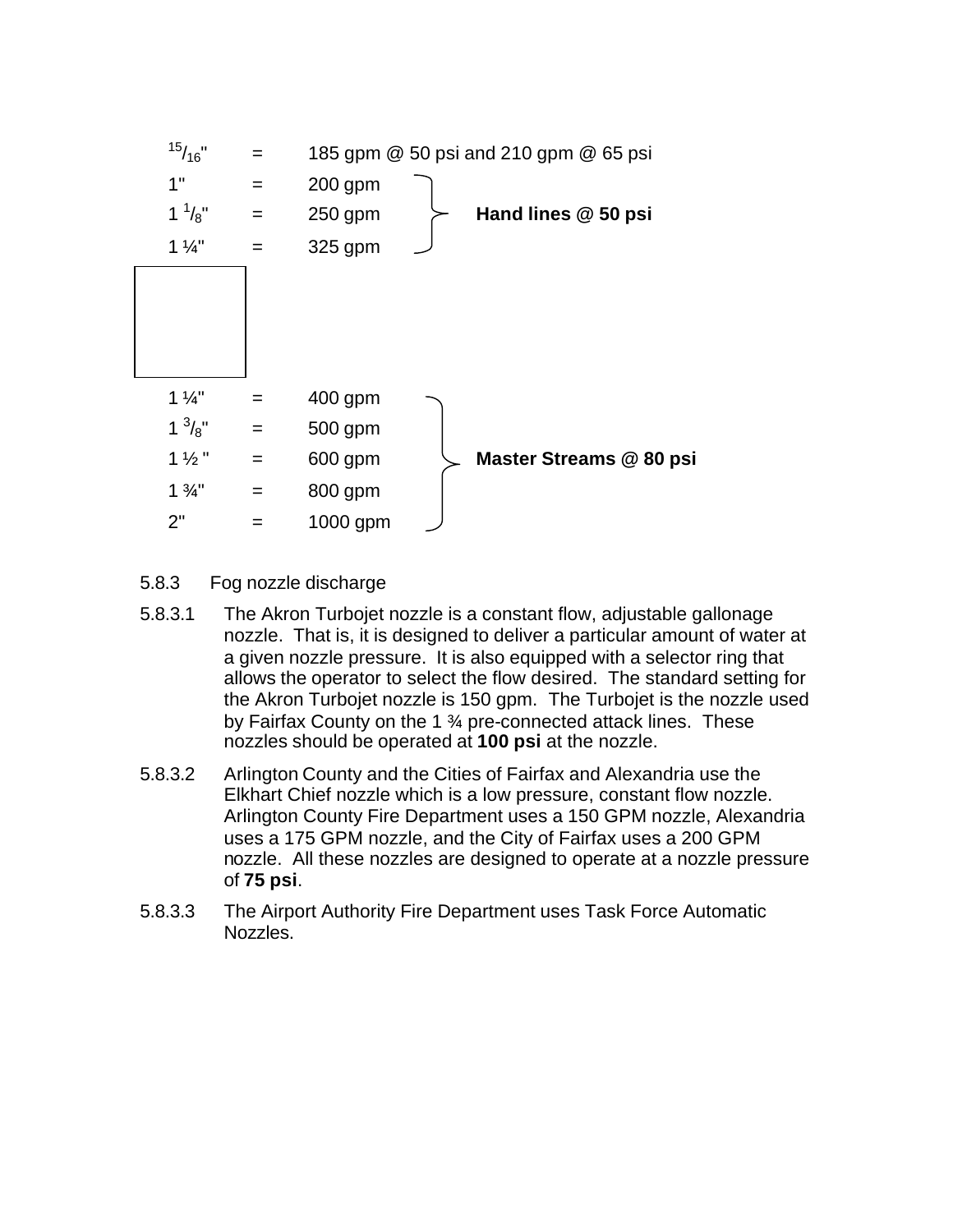| | | | |
|---|---|---|---|
| $^{15}/_{16}$" | = | 185 gpm @ 50 psi and 210 gpm @ 65 psi | |
| 1" | = | 200 gpm | **Hand lines @ 50 psi** |
| 1 $^{1}/_{8}$" | = | 250 gpm | |
| 1 ¼" | = | 325 gpm | |

| | | | |
|---|---|---|---|
| 1 ¼" | = | 400 gpm | **Master Streams @ 80 psi** |
| 1 $^{3}/_{8}$" | = | 500 gpm | |
| 1 ½ " | = | 600 gpm | |
| 1 ¾" | = | 800 gpm | |
| 2" | = | 1000 gpm | |

5.8.3 Fog nozzle discharge

5.8.3.1 The Akron Turbojet nozzle is a constant flow, adjustable gallonage nozzle. That is, it is designed to deliver a particular amount of water at a given nozzle pressure. It is also equipped with a selector ring that allows the operator to select the flow desired. The standard setting for the Akron Turbojet nozzle is 150 gpm. The Turbojet is the nozzle used by Fairfax County on the 1 ¾ pre-connected attack lines. These nozzles should be operated at **100 psi** at the nozzle.

5.8.3.2 Arlington County and the Cities of Fairfax and Alexandria use the Elkhart Chief nozzle which is a low pressure, constant flow nozzle. Arlington County Fire Department uses a 150 GPM nozzle, Alexandria uses a 175 GPM nozzle, and the City of Fairfax uses a 200 GPM nozzle. All these nozzles are designed to operate at a nozzle pressure of **75 psi**.

5.8.3.3 The Airport Authority Fire Department uses Task Force Automatic Nozzles.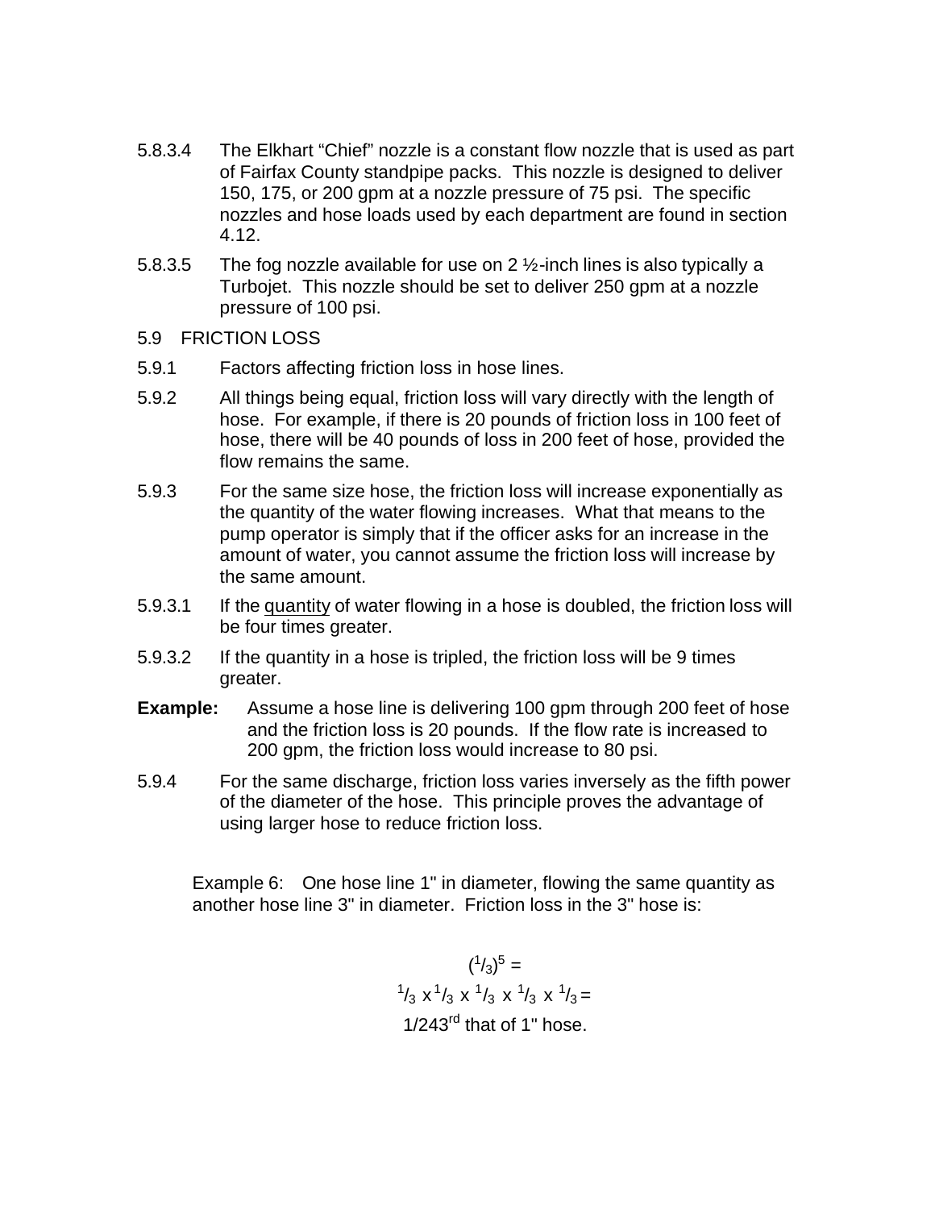5.8.3.4 The Elkhart "Chief" nozzle is a constant flow nozzle that is used as part of Fairfax County standpipe packs. This nozzle is designed to deliver 150, 175, or 200 gpm at a nozzle pressure of 75 psi. The specific nozzles and hose loads used by each department are found in section 4.12.

5.8.3.5 The fog nozzle available for use on 2 ½-inch lines is also typically a Turbojet. This nozzle should be set to deliver 250 gpm at a nozzle pressure of 100 psi.

## 5.9 FRICTION LOSS

5.9.1 Factors affecting friction loss in hose lines.

5.9.2 All things being equal, friction loss will vary directly with the length of hose. For example, if there is 20 pounds of friction loss in 100 feet of hose, there will be 40 pounds of loss in 200 feet of hose, provided the flow remains the same.

5.9.3 For the same size hose, the friction loss will increase exponentially as the quantity of the water flowing increases. What that means to the pump operator is simply that if the officer asks for an increase in the amount of water, you cannot assume the friction loss will increase by the same amount.

5.9.3.1 If the <u>quantity</u> of water flowing in a hose is doubled, the friction loss will be four times greater.

5.9.3.2 If the quantity in a hose is tripled, the friction loss will be 9 times greater.

**Example:** Assume a hose line is delivering 100 gpm through 200 feet of hose and the friction loss is 20 pounds. If the flow rate is increased to 200 gpm, the friction loss would increase to 80 psi.

5.9.4 For the same discharge, friction loss varies inversely as the fifth power of the diameter of the hose. This principle proves the advantage of using larger hose to reduce friction loss.

Example 6: One hose line 1" in diameter, flowing the same quantity as another hose line 3" in diameter. Friction loss in the 3" hose is:

$$\left(\frac{1}{3}\right)^5 =$$

$$\frac{1}{3} \times \frac{1}{3} \times \frac{1}{3} \times \frac{1}{3} \times \frac{1}{3} =$$

1/243rd that of 1" hose.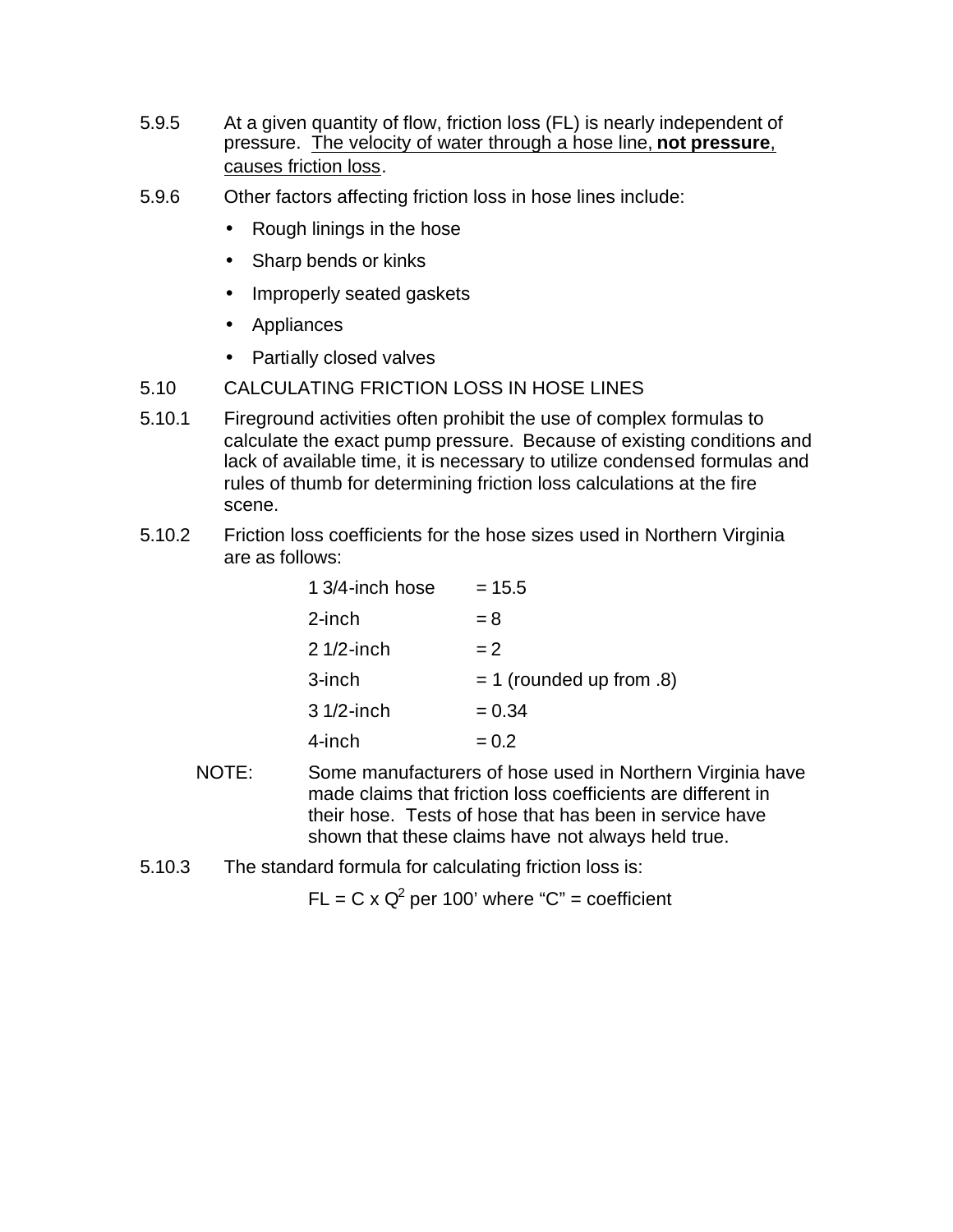5.9.5 At a given quantity of flow, friction loss (FL) is nearly independent of pressure. <u>The velocity of water through a hose line, **not pressure**, causes friction loss</u>.

5.9.6 Other factors affecting friction loss in hose lines include:

- Rough linings in the hose
- Sharp bends or kinks
- Improperly seated gaskets
- Appliances
- Partially closed valves

## 5.10 CALCULATING FRICTION LOSS IN HOSE LINES

5.10.1 Fireground activities often prohibit the use of complex formulas to calculate the exact pump pressure. Because of existing conditions and lack of available time, it is necessary to utilize condensed formulas and rules of thumb for determining friction loss calculations at the fire scene.

5.10.2 Friction loss coefficients for the hose sizes used in Northern Virginia are as follows:

| | |
|---|---|
| 1 3/4-inch hose | = 15.5 |
| 2-inch | = 8 |
| 2 1/2-inch | = 2 |
| 3-inch | = 1 (rounded up from .8) |
| 3 1/2-inch | = 0.34 |
| 4-inch | = 0.2 |

NOTE: Some manufacturers of hose used in Northern Virginia have made claims that friction loss coefficients are different in their hose. Tests of hose that has been in service have shown that these claims have not always held true.

5.10.3 The standard formula for calculating friction loss is:

$FL = C \times Q^2$ per 100' where "C" = coefficient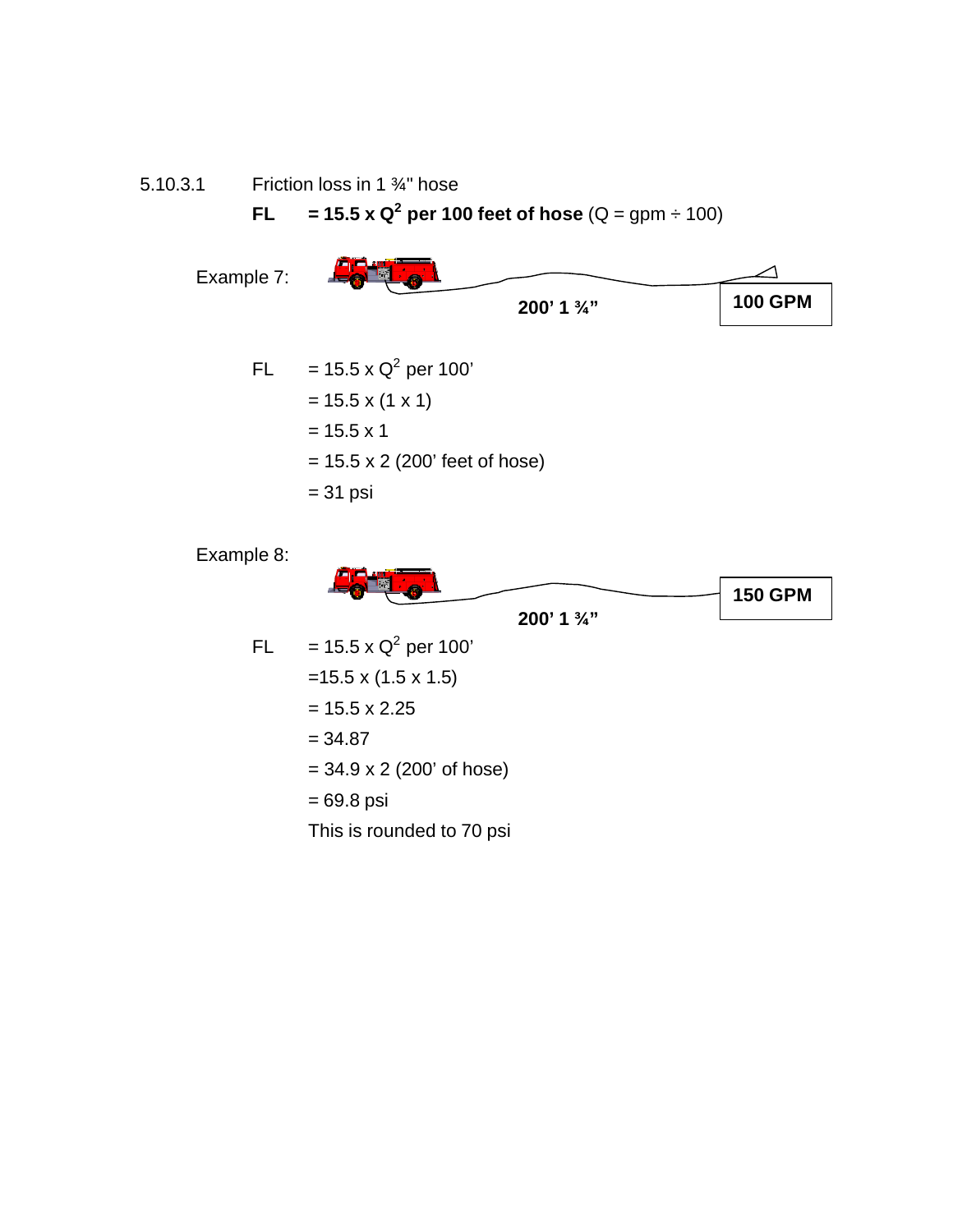5.10.3.1 Friction loss in 1 ¾" hose

**FL = 15.5 x $Q^2$ per 100 feet of hose** ($Q$ = gpm ÷ 100)

Example 7:

200’ 1 ¾”

**100 GPM**

FL = 15.5 x $Q^2$ per 100’
= 15.5 x (1 x 1)
= 15.5 x 1
= 15.5 x 2 (200’ feet of hose)
= 31 psi

Example 8:

**150 GPM**

200’ 1 ¾”

FL = 15.5 x $Q^2$ per 100’
=15.5 x (1.5 x 1.5)
= 15.5 x 2.25
= 34.87
= 34.9 x 2 (200’ of hose)
= 69.8 psi
This is rounded to 70 psi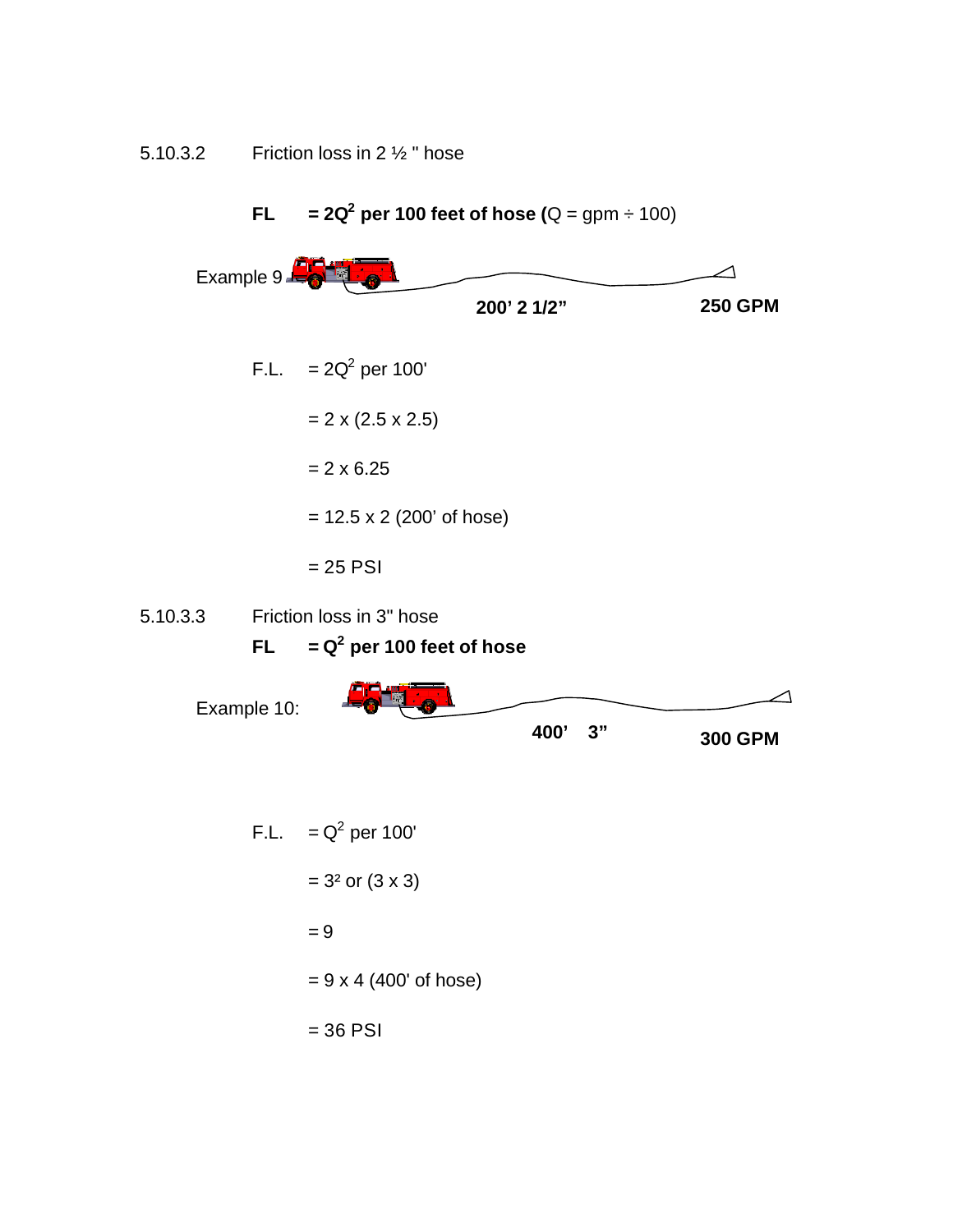5.10.3.2 Friction loss in 2 ½ " hose

**FL = $2Q^2$ per 100 feet of hose (**$Q$ = gpm ÷ 100)

Example 9

**200' 2 1/2"** **250 GPM**

F.L. = $2Q^2$ per 100'

= 2 x (2.5 x 2.5)

= 2 x 6.25

= 12.5 x 2 (200' of hose)

= 25 PSI

5.10.3.3 Friction loss in 3" hose

**FL = $Q^2$ per 100 feet of hose**

Example 10:

**400' 3"** **300 GPM**

F.L. = $Q^2$ per 100'

= $3^2$ or (3 x 3)

= 9

= 9 x 4 (400' of hose)

= 36 PSI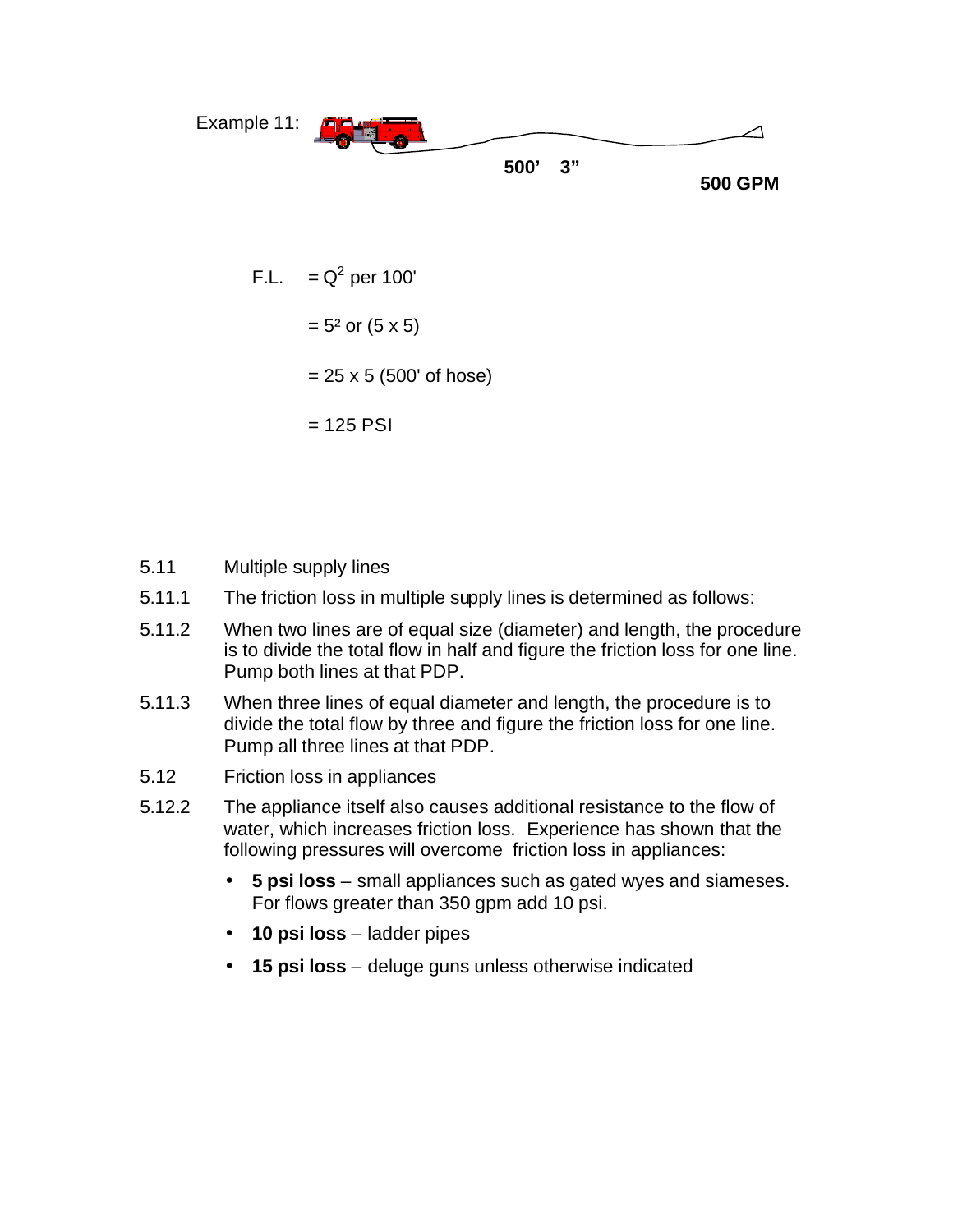Example 11:

500' 3"

500 GPM

F.L. $= Q^2$ per 100'

$= 5^2$ or $(5 \times 5)$

$= 25 \times 5$ (500' of hose)

$= 125$ PSI

5.11 Multiple supply lines

5.11.1 The friction loss in multiple supply lines is determined as follows:

5.11.2 When two lines are of equal size (diameter) and length, the procedure is to divide the total flow in half and figure the friction loss for one line. Pump both lines at that PDP.

5.11.3 When three lines of equal diameter and length, the procedure is to divide the total flow by three and figure the friction loss for one line. Pump all three lines at that PDP.

5.12 Friction loss in appliances

5.12.2 The appliance itself also causes additional resistance to the flow of water, which increases friction loss. Experience has shown that the following pressures will overcome friction loss in appliances:

- **5 psi loss** – small appliances such as gated wyes and siameses. For flows greater than 350 gpm add 10 psi.
- **10 psi loss** – ladder pipes
- **15 psi loss** – deluge guns unless otherwise indicated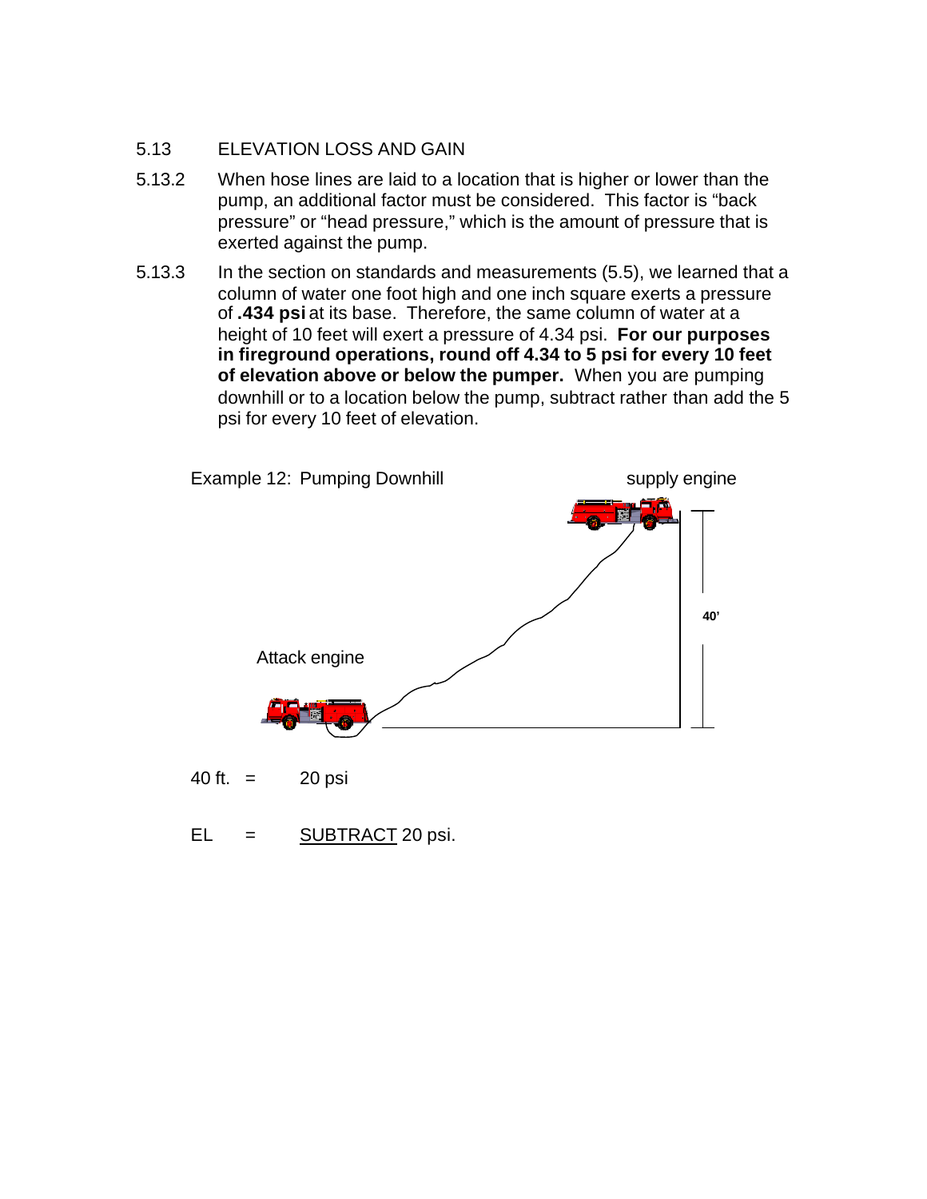## 5.13 ELEVATION LOSS AND GAIN

5.13.2 When hose lines are laid to a location that is higher or lower than the pump, an additional factor must be considered. This factor is "back pressure" or "head pressure," which is the amount of pressure that is exerted against the pump.

5.13.3 In the section on standards and measurements (5.5), we learned that a column of water one foot high and one inch square exerts a pressure of **.434 psi** at its base. Therefore, the same column of water at a height of 10 feet will exert a pressure of 4.34 psi. **For our purposes in fireground operations, round off 4.34 to 5 psi for every 10 feet of elevation above or below the pumper.** When you are pumping downhill or to a location below the pump, subtract rather than add the 5 psi for every 10 feet of elevation.

Example 12: Pumping Downhill

supply engine

40'

Attack engine

40 ft. = 20 psi

EL = SUBTRACT 20 psi.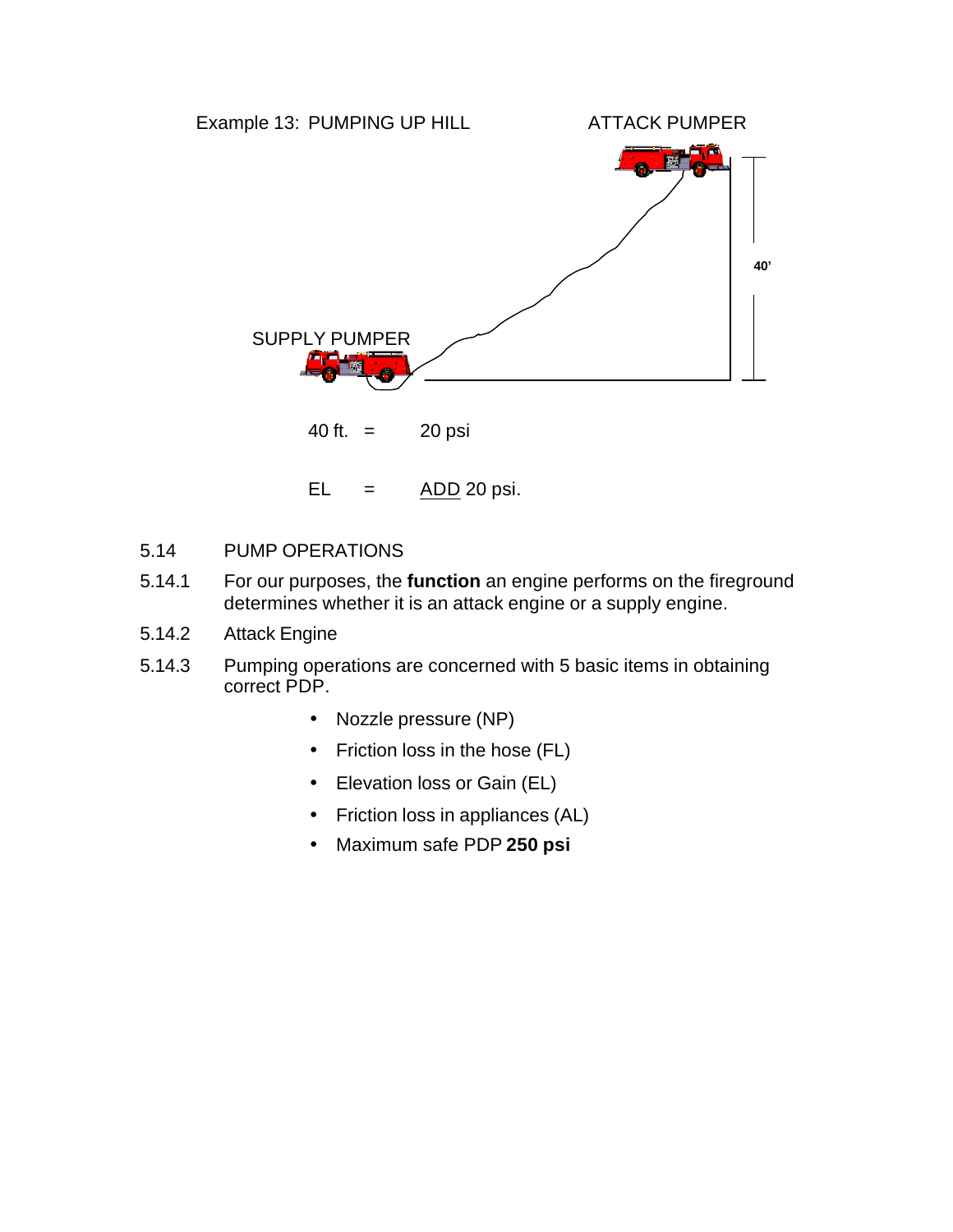Example 13: PUMPING UP HILL

ATTACK PUMPER

SUPPLY PUMPER

40'

40 ft. = 20 psi

EL = ADD 20 psi.

5.14 PUMP OPERATIONS

5.14.1 For our purposes, the **function** an engine performs on the fireground determines whether it is an attack engine or a supply engine.

5.14.2 Attack Engine

5.14.3 Pumping operations are concerned with 5 basic items in obtaining correct PDP.

- Nozzle pressure (NP)
- Friction loss in the hose (FL)
- Elevation loss or Gain (EL)
- Friction loss in appliances (AL)
- Maximum safe PDP **250 psi**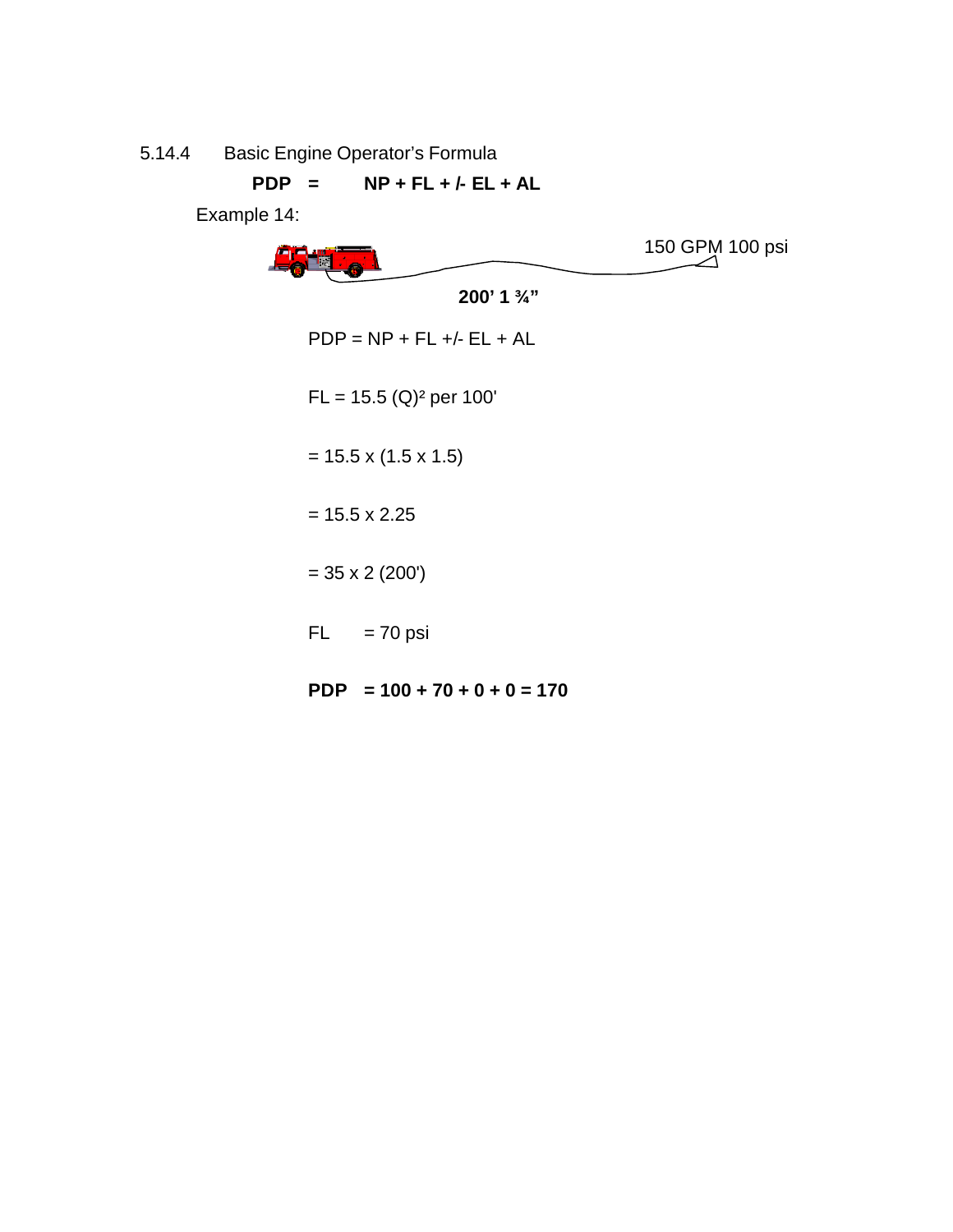### 5.14.4 Basic Engine Operator's Formula

**PDP = NP + FL + /- EL + AL**

Example 14:

150 GPM 100 psi

**200' 1 ¾"**

PDP = NP + FL +/- EL + AL

FL = 15.5 $(Q)^2$ per 100'

= 15.5 x (1.5 x 1.5)

= 15.5 x 2.25

= 35 x 2 (200')

FL = 70 psi

**PDP = 100 + 70 + 0 + 0 = 170**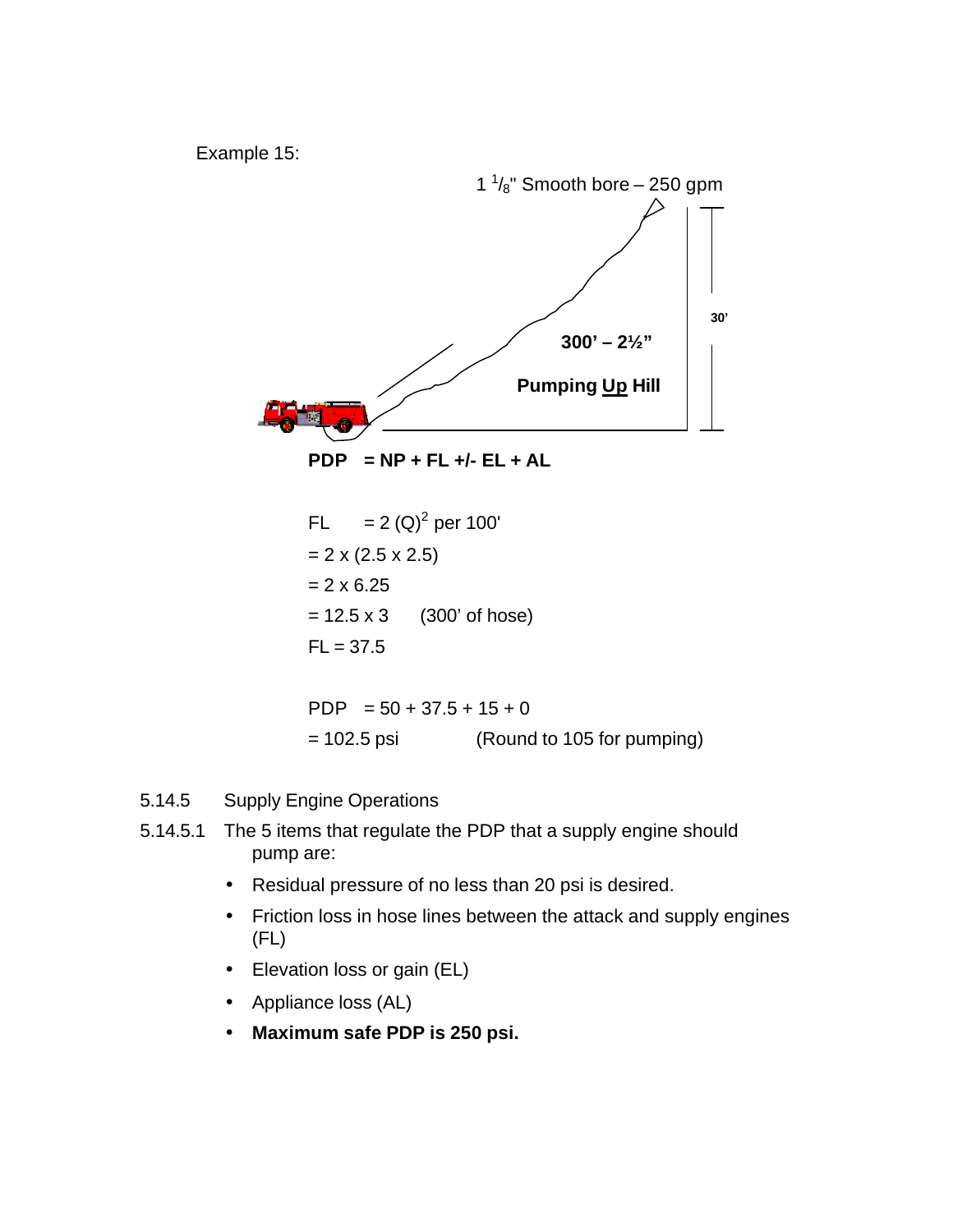Example 15:

$1\ ^1/_8$" Smooth bore – 250 gpm

300' – 2½"

**Pumping Up Hill**

30'

**PDP = NP + FL +/- EL + AL**

FL = 2 $(Q)^2$ per 100'

= 2 x (2.5 x 2.5)

= 2 x 6.25

= 12.5 x 3 (300' of hose)

FL = 37.5

PDP = 50 + 37.5 + 15 + 0

= 102.5 psi (Round to 105 for pumping)

5.14.5 Supply Engine Operations

5.14.5.1 The 5 items that regulate the PDP that a supply engine should pump are:

- Residual pressure of no less than 20 psi is desired.
- Friction loss in hose lines between the attack and supply engines (FL)
- Elevation loss or gain (EL)
- Appliance loss (AL)
- **Maximum safe PDP is 250 psi.**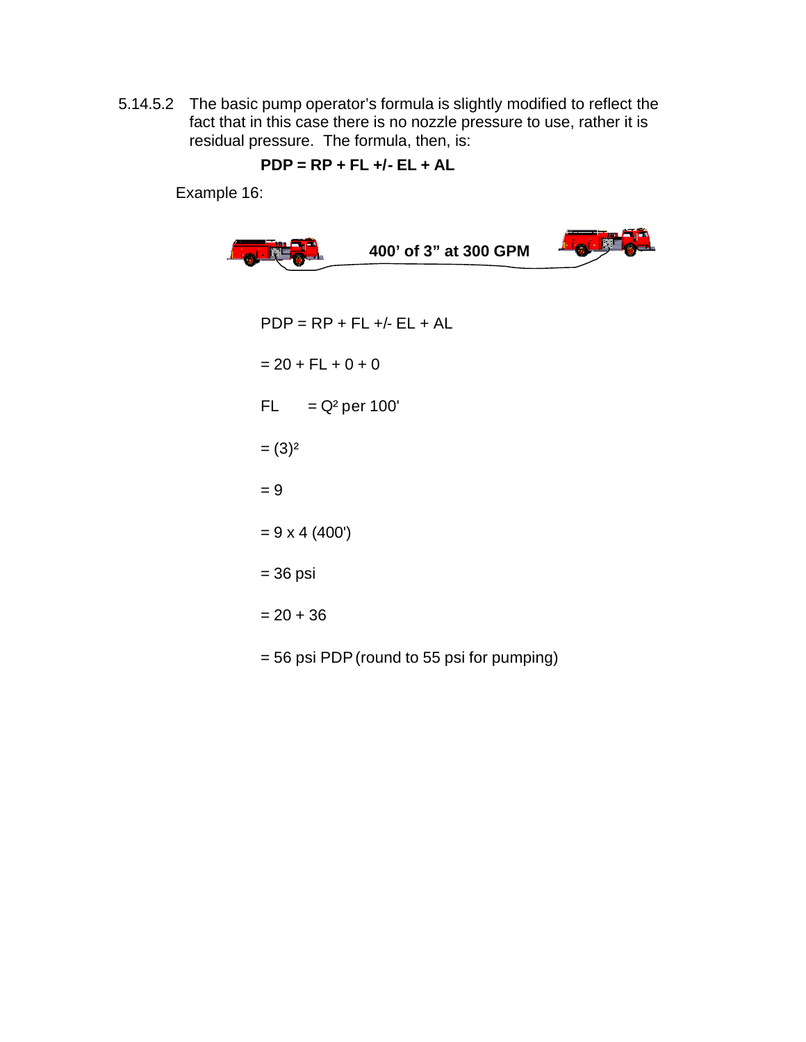5.14.5.2 The basic pump operator's formula is slightly modified to reflect the fact that in this case there is no nozzle pressure to use, rather it is residual pressure. The formula, then, is:

**PDP = RP + FL +/- EL + AL**

Example 16:

**400' of 3" at 300 GPM**

PDP = RP + FL +/- EL + AL

= 20 + FL + 0 + 0

FL = $Q^2$ per 100'

= $(3)^2$

= 9

= 9 x 4 (400')

= 36 psi

= 20 + 36

= 56 psi PDP (round to 55 psi for pumping)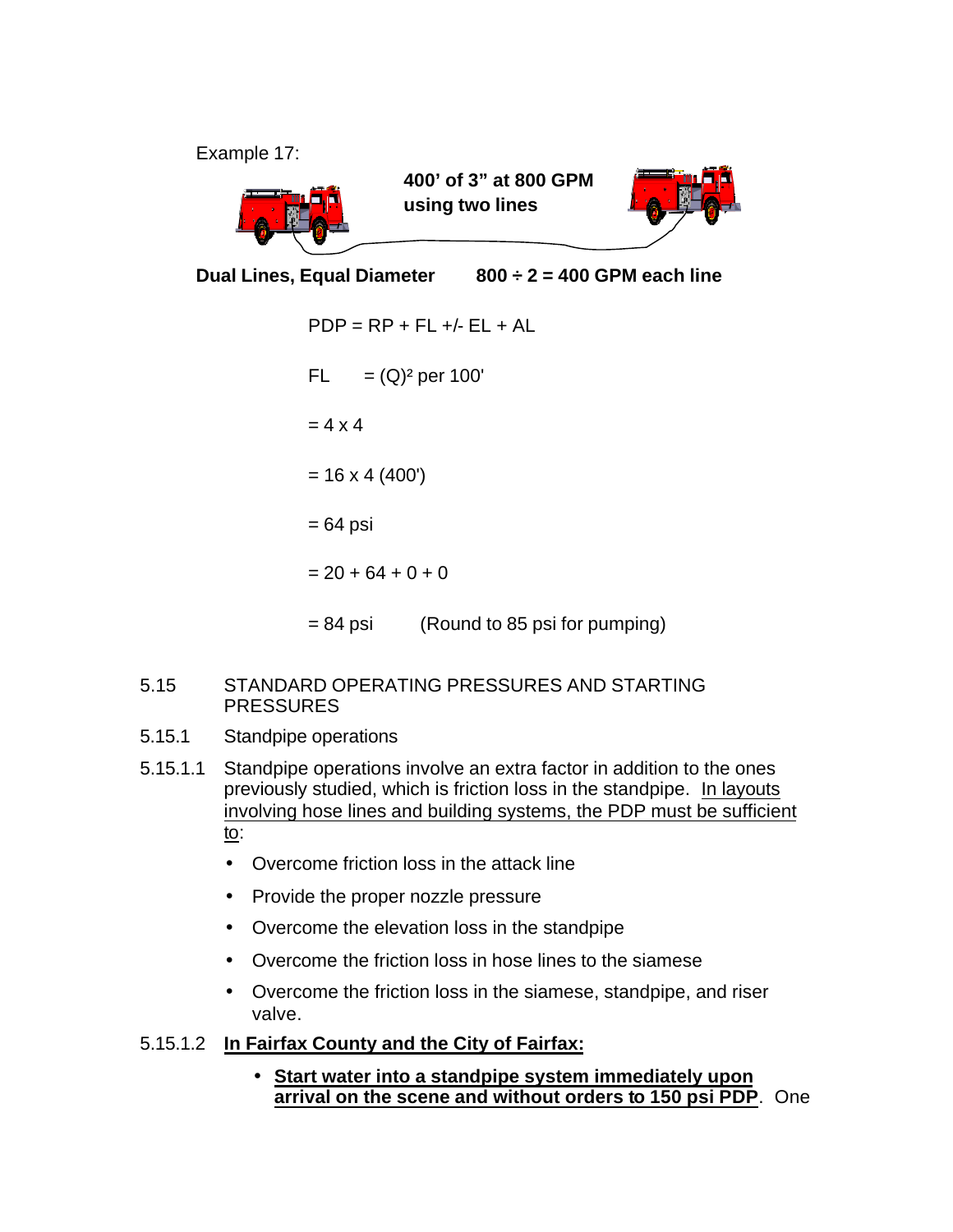Example 17:

**400' of 3" at 800 GPM using two lines**

**Dual Lines, Equal Diameter** **800 ÷ 2 = 400 GPM each line**

PDP = RP + FL +/- EL + AL

FL = $(Q)^2$ per 100'

= 4 x 4

= 16 x 4 (400')

= 64 psi

= 20 + 64 + 0 + 0

= 84 psi (Round to 85 psi for pumping)

5.15 STANDARD OPERATING PRESSURES AND STARTING PRESSURES

5.15.1 Standpipe operations

5.15.1.1 Standpipe operations involve an extra factor in addition to the ones previously studied, which is friction loss in the standpipe. In layouts involving hose lines and building systems, the PDP must be sufficient to:

- Overcome friction loss in the attack line
- Provide the proper nozzle pressure
- Overcome the elevation loss in the standpipe
- Overcome the friction loss in hose lines to the siamese
- Overcome the friction loss in the siamese, standpipe, and riser valve.

5.15.1.2 **In Fairfax County and the City of Fairfax:**

- **Start water into a standpipe system immediately upon arrival on the scene and without orders to 150 psi PDP**. One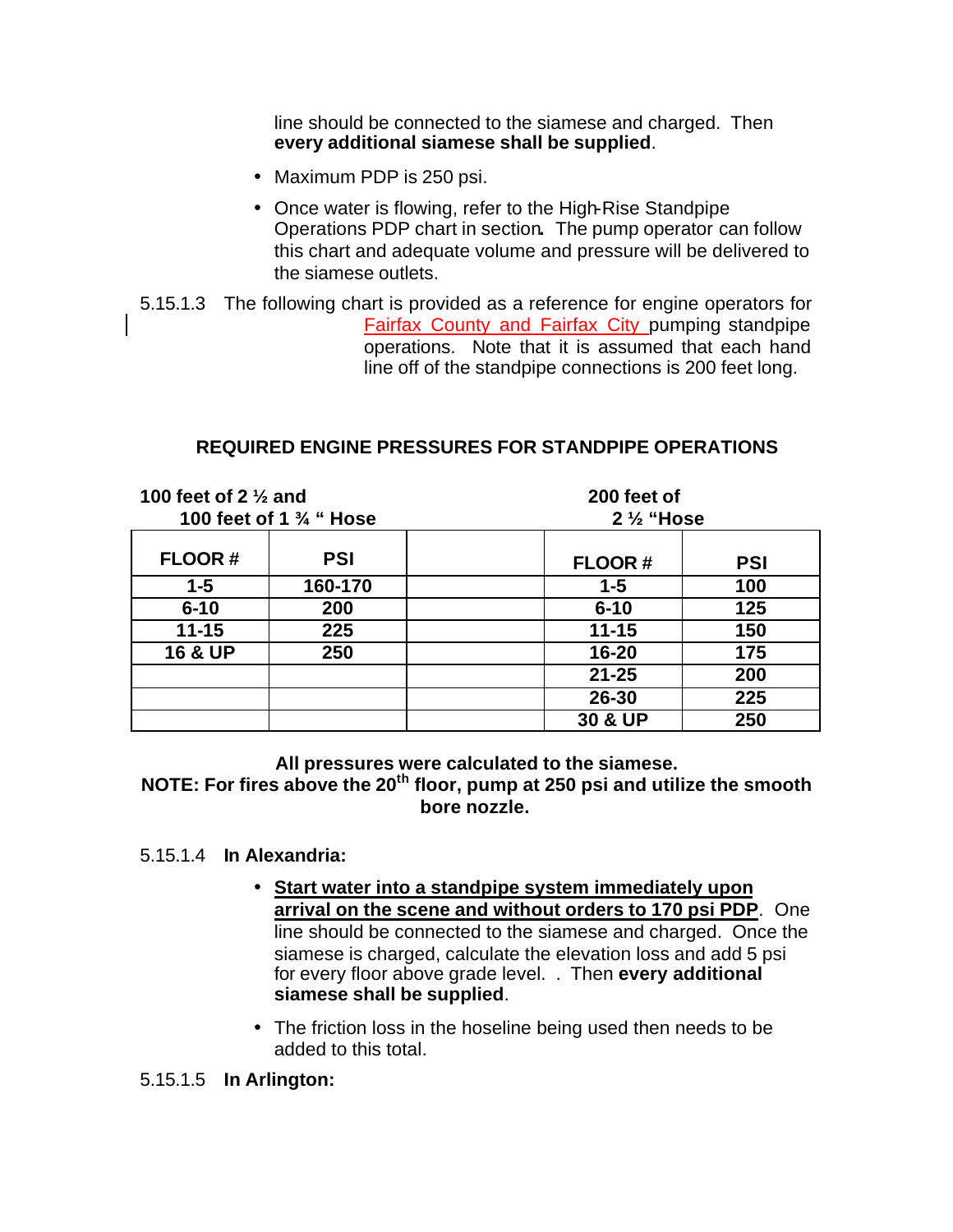line should be connected to the siamese and charged. Then **every additional siamese shall be supplied**.

- Maximum PDP is 250 psi.
- Once water is flowing, refer to the High-Rise Standpipe Operations PDP chart in section. The pump operator can follow this chart and adequate volume and pressure will be delivered to the siamese outlets.

5.15.1.3 The following chart is provided as a reference for engine operators for Fairfax County and Fairfax City pumping standpipe operations. Note that it is assumed that each hand line off of the standpipe connections is 200 feet long.

**REQUIRED ENGINE PRESSURES FOR STANDPIPE OPERATIONS**

| **100 feet of 2 ½ and 100 feet of 1 ¾ " Hose** | | | **200 feet of 2 ½ "Hose** | |
|---|---|---|---|---|
| **FLOOR #** | **PSI** | | **FLOOR #** | **PSI** |
| **1-5** | **160-170** | | **1-5** | **100** |
| **6-10** | **200** | | **6-10** | **125** |
| **11-15** | **225** | | **11-15** | **150** |
| **16 & UP** | **250** | | **16-20** | **175** |
| | | | **21-25** | **200** |
| | | | **26-30** | **225** |
| | | | **30 & UP** | **250** |

**All pressures were calculated to the siamese.**
**NOTE: For fires above the 20th floor, pump at 250 psi and utilize the smooth bore nozzle.**

5.15.1.4 **In Alexandria:**

- **<u>Start water into a standpipe system immediately upon arrival on the scene and without orders to 170 psi PDP</u>**. One line should be connected to the siamese and charged. Once the siamese is charged, calculate the elevation loss and add 5 psi for every floor above grade level. . Then **every additional siamese shall be supplied**.
- The friction loss in the hoseline being used then needs to be added to this total.

5.15.1.5 **In Arlington:**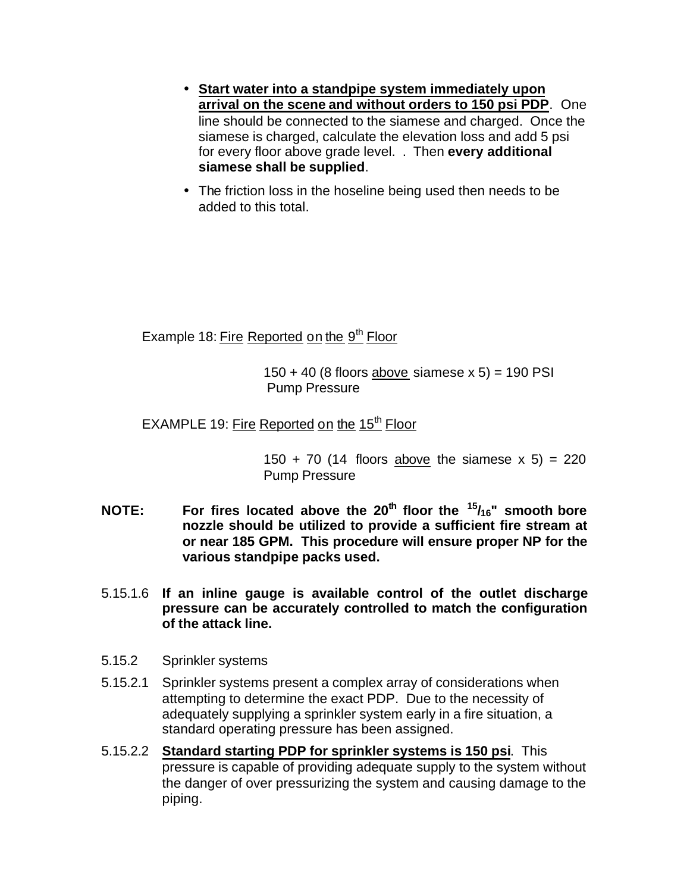- **Start water into a standpipe system immediately upon arrival on the scene and without orders to 150 psi PDP**. One line should be connected to the siamese and charged. Once the siamese is charged, calculate the elevation loss and add 5 psi for every floor above grade level. . Then **every additional siamese shall be supplied**.
- The friction loss in the hoseline being used then needs to be added to this total.

Example 18: Fire Reported on the 9th Floor

150 + 40 (8 floors above siamese x 5) = 190 PSI Pump Pressure

EXAMPLE 19: Fire Reported on the 15th Floor

150 + 70 (14 floors above the siamese x 5) = 220 Pump Pressure

**NOTE: For fires located above the 20th floor the $^{15}/_{16}$" smooth bore nozzle should be utilized to provide a sufficient fire stream at or near 185 GPM. This procedure will ensure proper NP for the various standpipe packs used.**

5.15.1.6 **If an inline gauge is available control of the outlet discharge pressure can be accurately controlled to match the configuration of the attack line.**

5.15.2 Sprinkler systems

5.15.2.1 Sprinkler systems present a complex array of considerations when attempting to determine the exact PDP. Due to the necessity of adequately supplying a sprinkler system early in a fire situation, a standard operating pressure has been assigned.

5.15.2.2 **Standard starting PDP for sprinkler systems is 150 psi**. This pressure is capable of providing adequate supply to the system without the danger of over pressurizing the system and causing damage to the piping.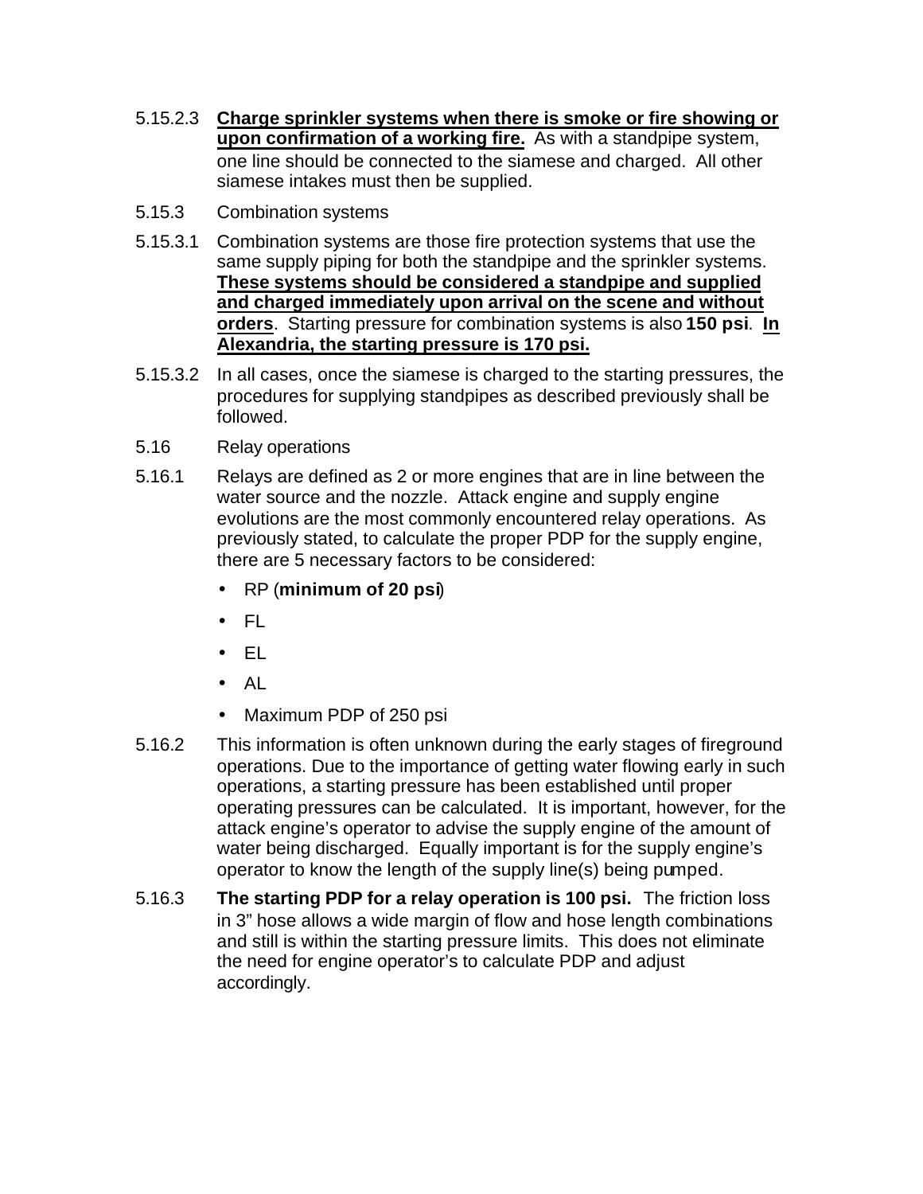5.15.2.3 **<u>Charge sprinkler systems when there is smoke or fire showing or upon confirmation of a working fire.</u>** As with a standpipe system, one line should be connected to the siamese and charged. All other siamese intakes must then be supplied.

5.15.3 Combination systems

5.15.3.1 Combination systems are those fire protection systems that use the same supply piping for both the standpipe and the sprinkler systems. **<u>These systems should be considered a standpipe and supplied and charged immediately upon arrival on the scene and without orders</u>**. Starting pressure for combination systems is also **150 psi**. **<u>In Alexandria, the starting pressure is 170 psi.</u>**

5.15.3.2 In all cases, once the siamese is charged to the starting pressures, the procedures for supplying standpipes as described previously shall be followed.

5.16 Relay operations

5.16.1 Relays are defined as 2 or more engines that are in line between the water source and the nozzle. Attack engine and supply engine evolutions are the most commonly encountered relay operations. As previously stated, to calculate the proper PDP for the supply engine, there are 5 necessary factors to be considered:

- RP (**minimum of 20 psi**)
- FL
- EL
- AL
- Maximum PDP of 250 psi

5.16.2 This information is often unknown during the early stages of fireground operations. Due to the importance of getting water flowing early in such operations, a starting pressure has been established until proper operating pressures can be calculated. It is important, however, for the attack engine's operator to advise the supply engine of the amount of water being discharged. Equally important is for the supply engine's operator to know the length of the supply line(s) being pumped.

5.16.3 **The starting PDP for a relay operation is 100 psi.** The friction loss in 3" hose allows a wide margin of flow and hose length combinations and still is within the starting pressure limits. This does not eliminate the need for engine operator's to calculate PDP and adjust accordingly.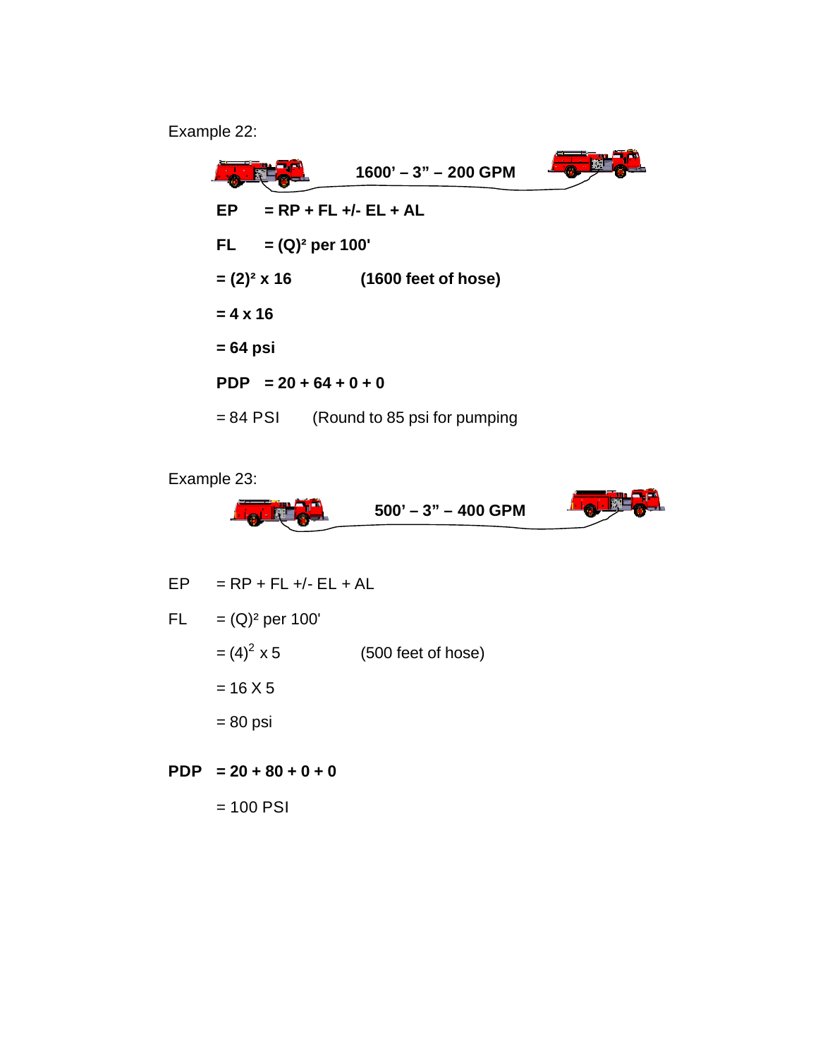Example 22:

**1600' – 3" – 200 GPM**

**EP = RP + FL +/- EL + AL**

**FL = $(Q)^2$ per 100'**

**= $(2)^2$ x 16 (1600 feet of hose)**

**= 4 x 16**

**= 64 psi**

**PDP = 20 + 64 + 0 + 0**

= 84 PSI (Round to 85 psi for pumping

Example 23:

**500' – 3" – 400 GPM**

EP = RP + FL +/- EL + AL

FL = $(Q)^2$ per 100'

= $(4)^2$ x 5 (500 feet of hose)

= 16 X 5

= 80 psi

**PDP = 20 + 80 + 0 + 0**

= 100 PSI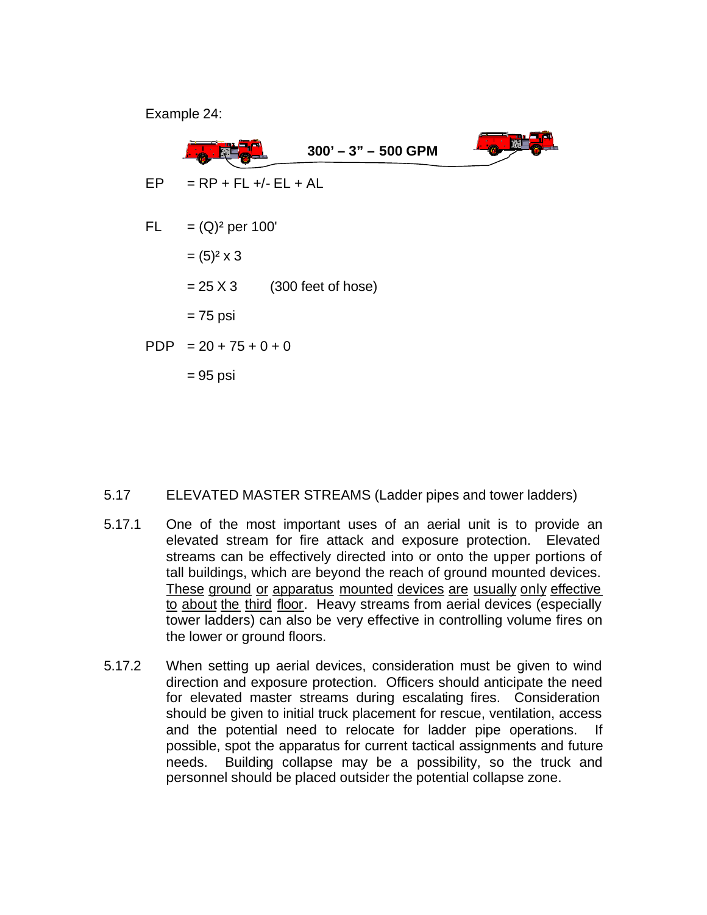Example 24:

**300’ – 3” – 500 GPM**

EP = RP + FL +/- EL + AL

FL = $(Q)^2$ per 100'

= $(5)^2 \times 3$

= 25 X 3 (300 feet of hose)

= 75 psi

PDP = 20 + 75 + 0 + 0

= 95 psi

5.17 ELEVATED MASTER STREAMS (Ladder pipes and tower ladders)

5.17.1 One of the most important uses of an aerial unit is to provide an elevated stream for fire attack and exposure protection. Elevated streams can be effectively directed into or onto the upper portions of tall buildings, which are beyond the reach of ground mounted devices. <u>These ground or apparatus mounted devices are usually only effective to about the third floor</u>. Heavy streams from aerial devices (especially tower ladders) can also be very effective in controlling volume fires on the lower or ground floors.

5.17.2 When setting up aerial devices, consideration must be given to wind direction and exposure protection. Officers should anticipate the need for elevated master streams during escalating fires. Consideration should be given to initial truck placement for rescue, ventilation, access and the potential need to relocate for ladder pipe operations. If possible, spot the apparatus for current tactical assignments and future needs. Building collapse may be a possibility, so the truck and personnel should be placed outsider the potential collapse zone.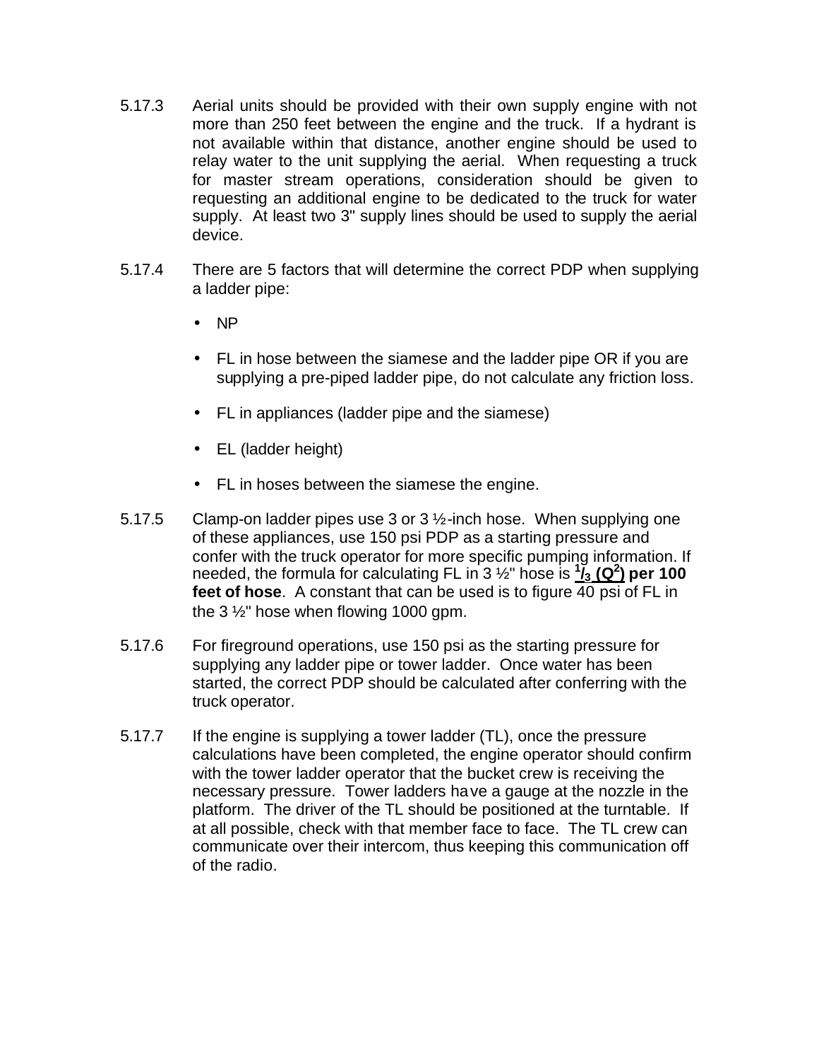5.17.3 Aerial units should be provided with their own supply engine with not more than 250 feet between the engine and the truck. If a hydrant is not available within that distance, another engine should be used to relay water to the unit supplying the aerial. When requesting a truck for master stream operations, consideration should be given to requesting an additional engine to be dedicated to the truck for water supply. At least two 3" supply lines should be used to supply the aerial device.

5.17.4 There are 5 factors that will determine the correct PDP when supplying a ladder pipe:

- NP
- FL in hose between the siamese and the ladder pipe OR if you are supplying a pre-piped ladder pipe, do not calculate any friction loss.
- FL in appliances (ladder pipe and the siamese)
- EL (ladder height)
- FL in hoses between the siamese the engine.

5.17.5 Clamp-on ladder pipes use 3 or 3 ½-inch hose. When supplying one of these appliances, use 150 psi PDP as a starting pressure and confer with the truck operator for more specific pumping information. If needed, the formula for calculating FL in 3 ½" hose is **$\frac{1}{3}$ ($Q^2$) per 100 feet of hose**. A constant that can be used is to figure 40 psi of FL in the 3 ½" hose when flowing 1000 gpm.

5.17.6 For fireground operations, use 150 psi as the starting pressure for supplying any ladder pipe or tower ladder. Once water has been started, the correct PDP should be calculated after conferring with the truck operator.

5.17.7 If the engine is supplying a tower ladder (TL), once the pressure calculations have been completed, the engine operator should confirm with the tower ladder operator that the bucket crew is receiving the necessary pressure. Tower ladders have a gauge at the nozzle in the platform. The driver of the TL should be positioned at the turntable. If at all possible, check with that member face to face. The TL crew can communicate over their intercom, thus keeping this communication off of the radio.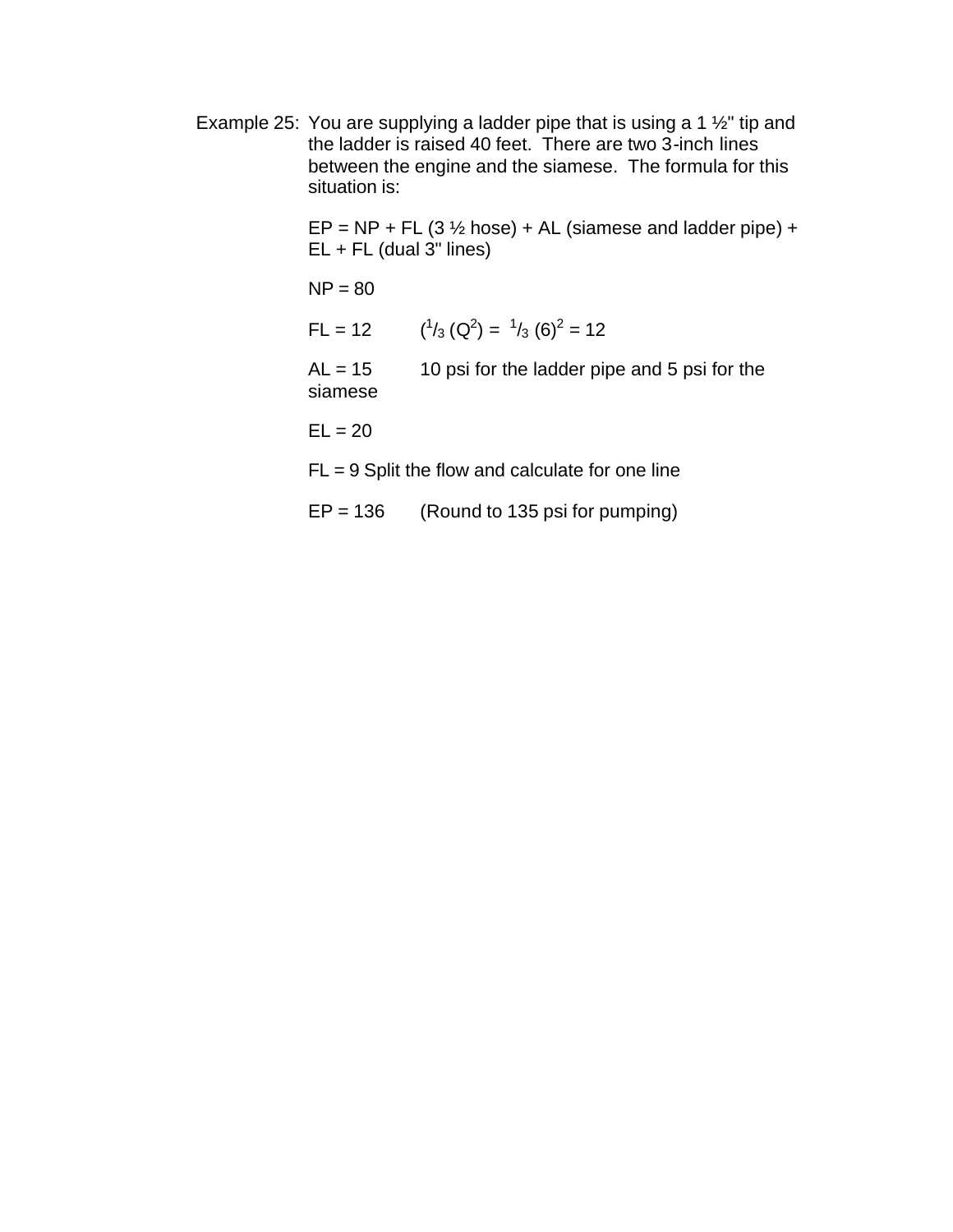Example 25: You are supplying a ladder pipe that is using a 1 ½" tip and the ladder is raised 40 feet. There are two 3-inch lines between the engine and the siamese. The formula for this situation is:

EP = NP + FL (3 ½ hose) + AL (siamese and ladder pipe) + EL + FL (dual 3" lines)

NP = 80

FL = 12 $(^1/_3 (Q^2) = {}^1/_3 (6)^2 = 12$

AL = 15 10 psi for the ladder pipe and 5 psi for the siamese

EL = 20

FL = 9 Split the flow and calculate for one line

EP = 136 (Round to 135 psi for pumping)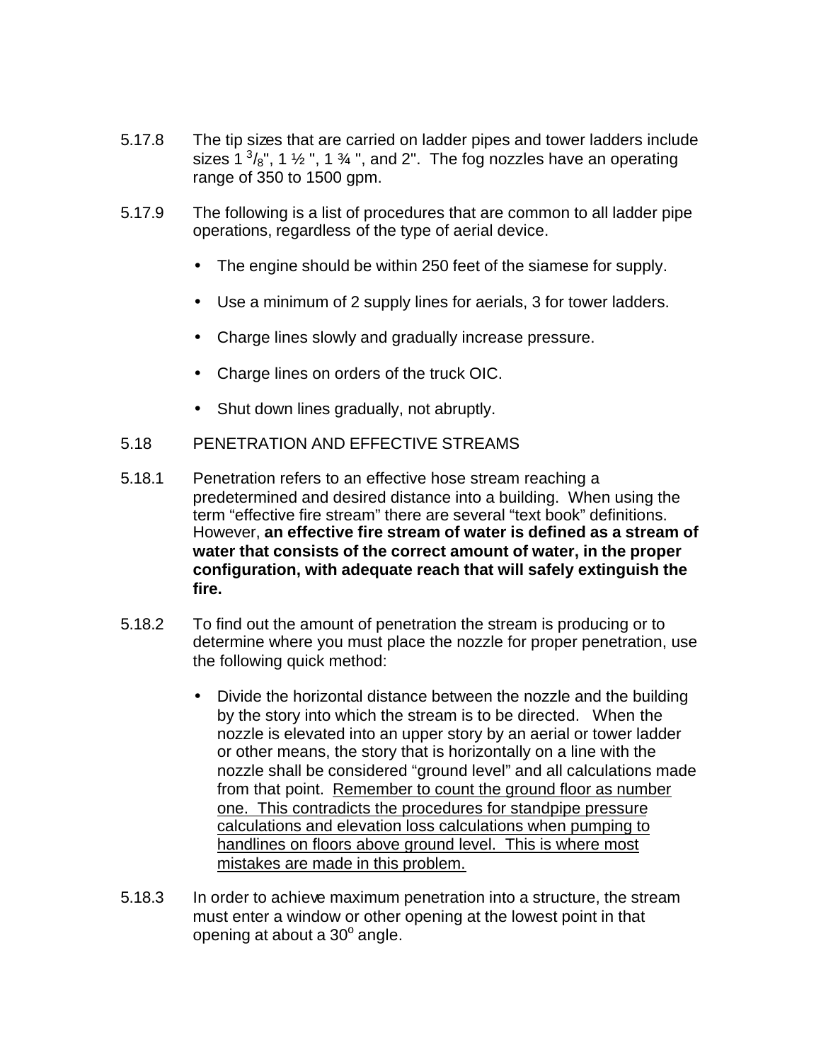5.17.8 The tip sizes that are carried on ladder pipes and tower ladders include sizes 1 $^{3}/_{8}$", 1 ½ ", 1 ¾ ", and 2". The fog nozzles have an operating range of 350 to 1500 gpm.

5.17.9 The following is a list of procedures that are common to all ladder pipe operations, regardless of the type of aerial device.

- The engine should be within 250 feet of the siamese for supply.
- Use a minimum of 2 supply lines for aerials, 3 for tower ladders.
- Charge lines slowly and gradually increase pressure.
- Charge lines on orders of the truck OIC.
- Shut down lines gradually, not abruptly.

## 5.18 PENETRATION AND EFFECTIVE STREAMS

5.18.1 Penetration refers to an effective hose stream reaching a predetermined and desired distance into a building. When using the term "effective fire stream" there are several "text book" definitions. However, **an effective fire stream of water is defined as a stream of water that consists of the correct amount of water, in the proper configuration, with adequate reach that will safely extinguish the fire.**

5.18.2 To find out the amount of penetration the stream is producing or to determine where you must place the nozzle for proper penetration, use the following quick method:

- Divide the horizontal distance between the nozzle and the building by the story into which the stream is to be directed. When the nozzle is elevated into an upper story by an aerial or tower ladder or other means, the story that is horizontally on a line with the nozzle shall be considered "ground level" and all calculations made from that point. <u>Remember to count the ground floor as number one. This contradicts the procedures for standpipe pressure calculations and elevation loss calculations when pumping to handlines on floors above ground level. This is where most mistakes are made in this problem.</u>

5.18.3 In order to achieve maximum penetration into a structure, the stream must enter a window or other opening at the lowest point in that opening at about a 30$^{o}$ angle.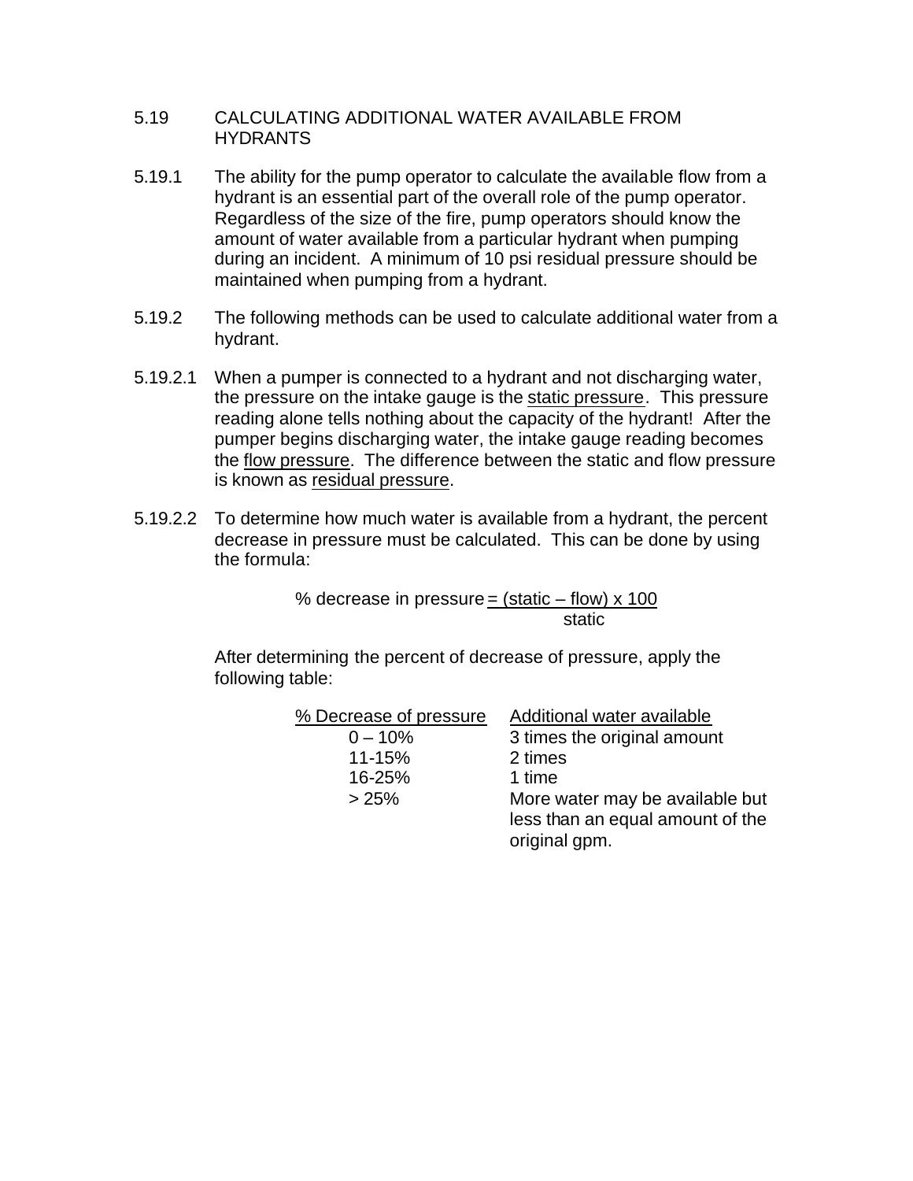## 5.19 CALCULATING ADDITIONAL WATER AVAILABLE FROM HYDRANTS

5.19.1 The ability for the pump operator to calculate the available flow from a hydrant is an essential part of the overall role of the pump operator. Regardless of the size of the fire, pump operators should know the amount of water available from a particular hydrant when pumping during an incident. A minimum of 10 psi residual pressure should be maintained when pumping from a hydrant.

5.19.2 The following methods can be used to calculate additional water from a hydrant.

5.19.2.1 When a pumper is connected to a hydrant and not discharging water, the pressure on the intake gauge is the <u>static pressure</u>. This pressure reading alone tells nothing about the capacity of the hydrant! After the pumper begins discharging water, the intake gauge reading becomes the <u>flow pressure</u>. The difference between the static and flow pressure is known as <u>residual pressure</u>.

5.19.2.2 To determine how much water is available from a hydrant, the percent decrease in pressure must be calculated. This can be done by using the formula:

$$\text{\% decrease in pressure} = \frac{(\text{static} - \text{flow}) \times 100}{\text{static}}$$

After determining the percent of decrease of pressure, apply the following table:

| % Decrease of pressure | Additional water available |
|---|---|
| 0 – 10% | 3 times the original amount |
| 11-15% | 2 times |
| 16-25% | 1 time |
| > 25% | More water may be available but less than an equal amount of the original gpm. |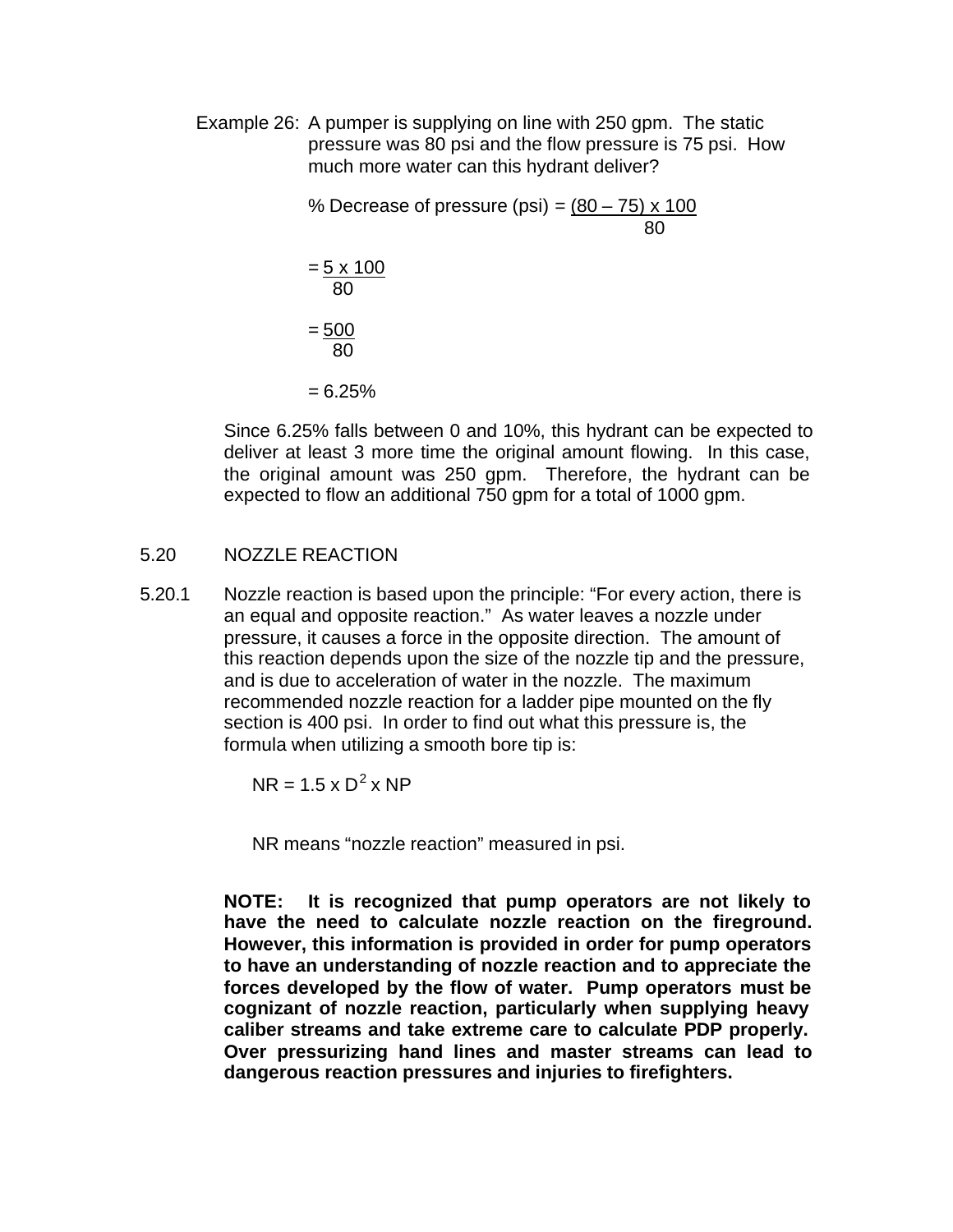Example 26: A pumper is supplying on line with 250 gpm. The static pressure was 80 psi and the flow pressure is 75 psi. How much more water can this hydrant deliver?

$$\% \text{ Decrease of pressure (psi)} = \frac{(80 - 75) \times 100}{80}$$

$$= \frac{5 \times 100}{80}$$

$$= \frac{500}{80}$$

$$= 6.25\%$$

Since 6.25% falls between 0 and 10%, this hydrant can be expected to deliver at least 3 more time the original amount flowing. In this case, the original amount was 250 gpm. Therefore, the hydrant can be expected to flow an additional 750 gpm for a total of 1000 gpm.

## 5.20 NOZZLE REACTION

5.20.1 Nozzle reaction is based upon the principle: "For every action, there is an equal and opposite reaction." As water leaves a nozzle under pressure, it causes a force in the opposite direction. The amount of this reaction depends upon the size of the nozzle tip and the pressure, and is due to acceleration of water in the nozzle. The maximum recommended nozzle reaction for a ladder pipe mounted on the fly section is 400 psi. In order to find out what this pressure is, the formula when utilizing a smooth bore tip is:

$$NR = 1.5 \times D^2 \times NP$$

NR means "nozzle reaction" measured in psi.

**NOTE: It is recognized that pump operators are not likely to have the need to calculate nozzle reaction on the fireground. However, this information is provided in order for pump operators to have an understanding of nozzle reaction and to appreciate the forces developed by the flow of water. Pump operators must be cognizant of nozzle reaction, particularly when supplying heavy caliber streams and take extreme care to calculate PDP properly. Over pressurizing hand lines and master streams can lead to dangerous reaction pressures and injuries to firefighters.**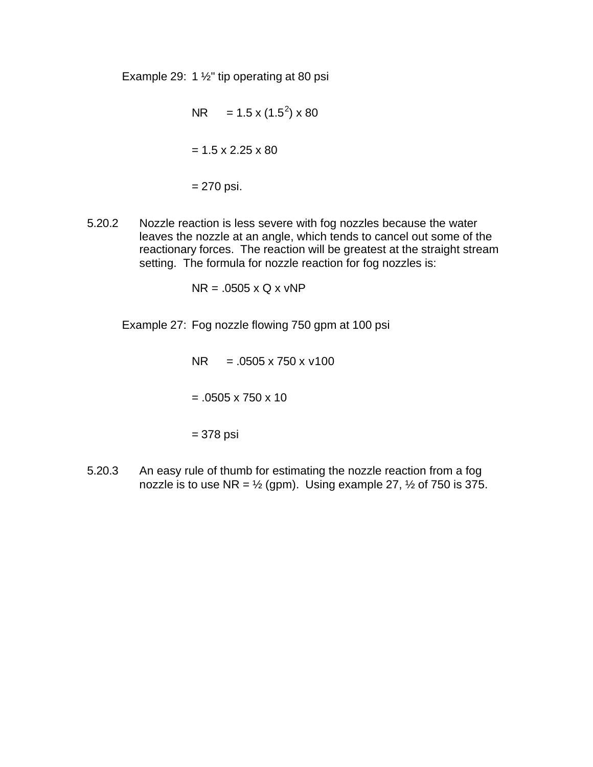Example 29: 1 ½" tip operating at 80 psi

$$NR = 1.5 \times (1.5^2) \times 80$$

$$= 1.5 \times 2.25 \times 80$$

$$= 270 \text{ psi.}$$

5.20.2 Nozzle reaction is less severe with fog nozzles because the water leaves the nozzle at an angle, which tends to cancel out some of the reactionary forces. The reaction will be greatest at the straight stream setting. The formula for nozzle reaction for fog nozzles is:

$$NR = .0505 \times Q \times \text{v}NP$$

Example 27: Fog nozzle flowing 750 gpm at 100 psi

$$NR = .0505 \times 750 \times \text{v}100$$

$$= .0505 \times 750 \times 10$$

$$= 378 \text{ psi}$$

5.20.3 An easy rule of thumb for estimating the nozzle reaction from a fog nozzle is to use NR = ½ (gpm). Using example 27, ½ of 750 is 375.